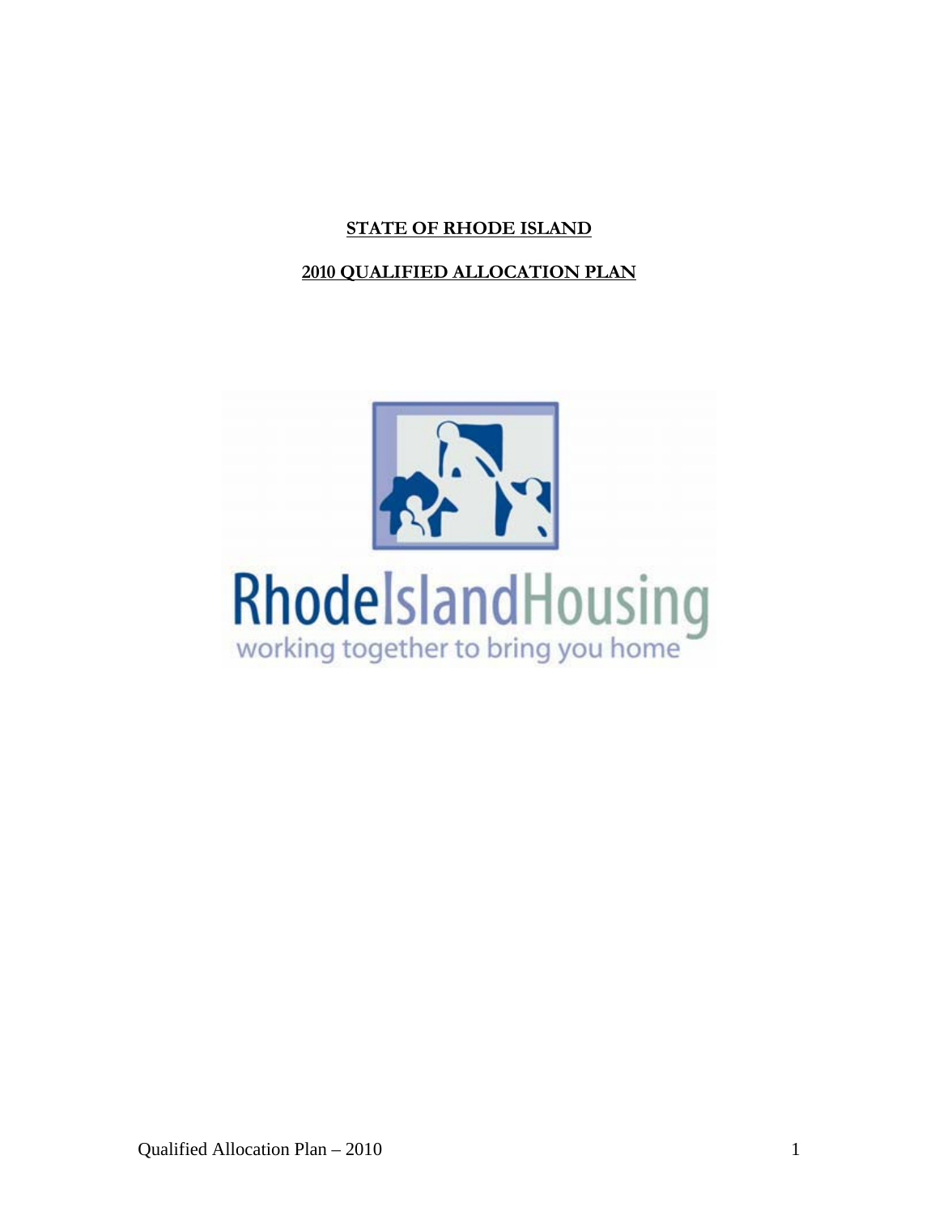# STATE OF RHODE ISLAND

## 2010 QUALIFIED ALLOCATION PLAN

RhodeIslandHousing

working together to bring you home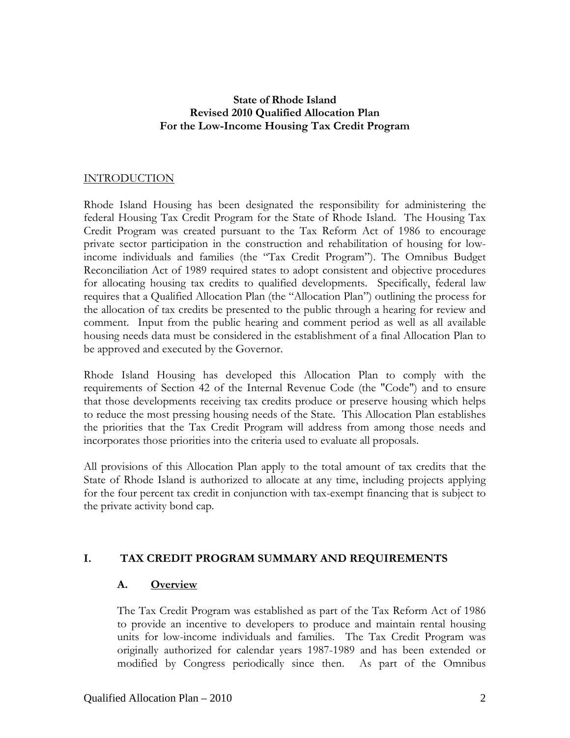**State of Rhode Island**
**Revised 2010 Qualified Allocation Plan**
**For the Low-Income Housing Tax Credit Program**

## INTRODUCTION

Rhode Island Housing has been designated the responsibility for administering the federal Housing Tax Credit Program for the State of Rhode Island. The Housing Tax Credit Program was created pursuant to the Tax Reform Act of 1986 to encourage private sector participation in the construction and rehabilitation of housing for low-income individuals and families (the "Tax Credit Program"). The Omnibus Budget Reconciliation Act of 1989 required states to adopt consistent and objective procedures for allocating housing tax credits to qualified developments. Specifically, federal law requires that a Qualified Allocation Plan (the "Allocation Plan") outlining the process for the allocation of tax credits be presented to the public through a hearing for review and comment. Input from the public hearing and comment period as well as all available housing needs data must be considered in the establishment of a final Allocation Plan to be approved and executed by the Governor.

Rhode Island Housing has developed this Allocation Plan to comply with the requirements of Section 42 of the Internal Revenue Code (the "Code") and to ensure that those developments receiving tax credits produce or preserve housing which helps to reduce the most pressing housing needs of the State. This Allocation Plan establishes the priorities that the Tax Credit Program will address from among those needs and incorporates those priorities into the criteria used to evaluate all proposals.

All provisions of this Allocation Plan apply to the total amount of tax credits that the State of Rhode Island is authorized to allocate at any time, including projects applying for the four percent tax credit in conjunction with tax-exempt financing that is subject to the private activity bond cap.

## I. TAX CREDIT PROGRAM SUMMARY AND REQUIREMENTS

### A. Overview

The Tax Credit Program was established as part of the Tax Reform Act of 1986 to provide an incentive to developers to produce and maintain rental housing units for low-income individuals and families. The Tax Credit Program was originally authorized for calendar years 1987-1989 and has been extended or modified by Congress periodically since then. As part of the Omnibus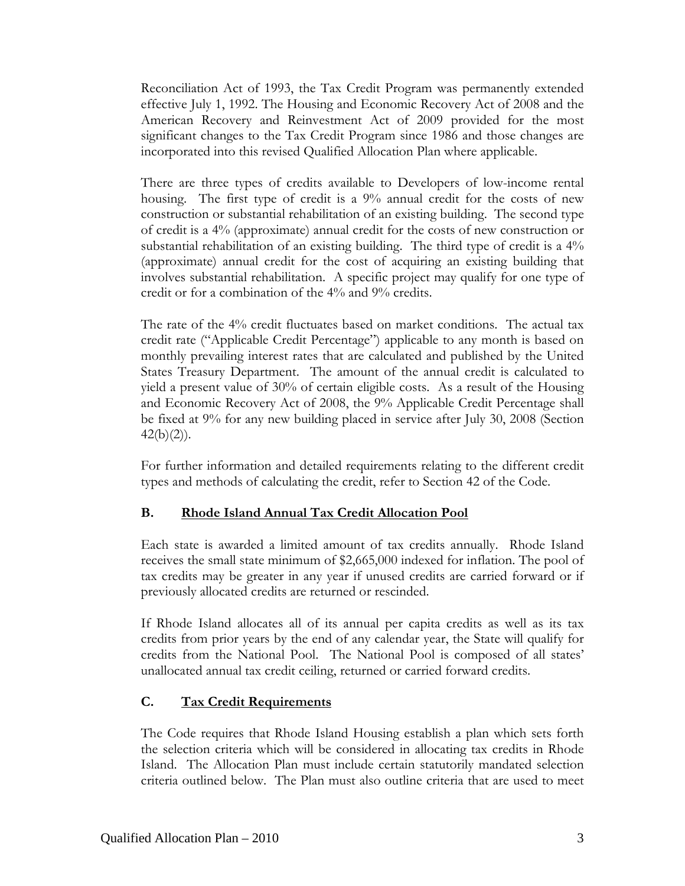Reconciliation Act of 1993, the Tax Credit Program was permanently extended effective July 1, 1992. The Housing and Economic Recovery Act of 2008 and the American Recovery and Reinvestment Act of 2009 provided for the most significant changes to the Tax Credit Program since 1986 and those changes are incorporated into this revised Qualified Allocation Plan where applicable.

There are three types of credits available to Developers of low-income rental housing. The first type of credit is a 9% annual credit for the costs of new construction or substantial rehabilitation of an existing building. The second type of credit is a 4% (approximate) annual credit for the costs of new construction or substantial rehabilitation of an existing building. The third type of credit is a 4% (approximate) annual credit for the cost of acquiring an existing building that involves substantial rehabilitation. A specific project may qualify for one type of credit or for a combination of the 4% and 9% credits.

The rate of the 4% credit fluctuates based on market conditions. The actual tax credit rate ("Applicable Credit Percentage") applicable to any month is based on monthly prevailing interest rates that are calculated and published by the United States Treasury Department. The amount of the annual credit is calculated to yield a present value of 30% of certain eligible costs. As a result of the Housing and Economic Recovery Act of 2008, the 9% Applicable Credit Percentage shall be fixed at 9% for any new building placed in service after July 30, 2008 (Section 42(b)(2)).

For further information and detailed requirements relating to the different credit types and methods of calculating the credit, refer to Section 42 of the Code.

## B. Rhode Island Annual Tax Credit Allocation Pool

Each state is awarded a limited amount of tax credits annually. Rhode Island receives the small state minimum of $2,665,000 indexed for inflation. The pool of tax credits may be greater in any year if unused credits are carried forward or if previously allocated credits are returned or rescinded.

If Rhode Island allocates all of its annual per capita credits as well as its tax credits from prior years by the end of any calendar year, the State will qualify for credits from the National Pool. The National Pool is composed of all states' unallocated annual tax credit ceiling, returned or carried forward credits.

## C. Tax Credit Requirements

The Code requires that Rhode Island Housing establish a plan which sets forth the selection criteria which will be considered in allocating tax credits in Rhode Island. The Allocation Plan must include certain statutorily mandated selection criteria outlined below. The Plan must also outline criteria that are used to meet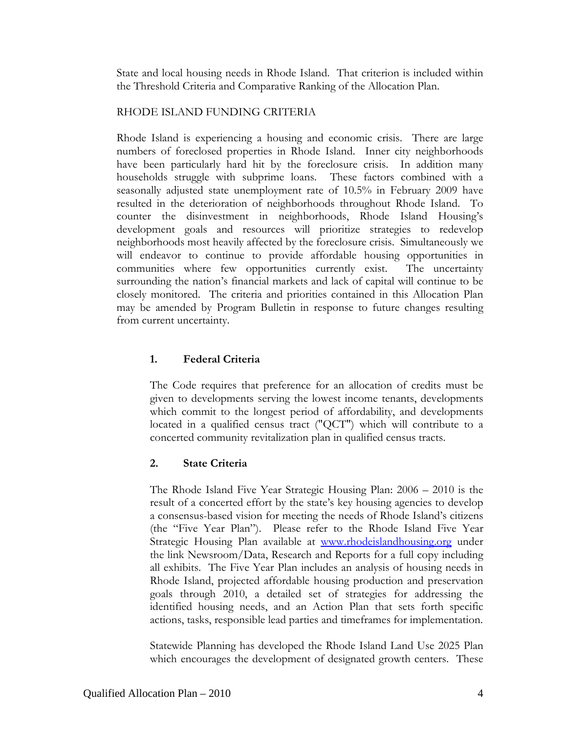State and local housing needs in Rhode Island. That criterion is included within the Threshold Criteria and Comparative Ranking of the Allocation Plan.

RHODE ISLAND FUNDING CRITERIA

Rhode Island is experiencing a housing and economic crisis. There are large numbers of foreclosed properties in Rhode Island. Inner city neighborhoods have been particularly hard hit by the foreclosure crisis. In addition many households struggle with subprime loans. These factors combined with a seasonally adjusted state unemployment rate of 10.5% in February 2009 have resulted in the deterioration of neighborhoods throughout Rhode Island. To counter the disinvestment in neighborhoods, Rhode Island Housing's development goals and resources will prioritize strategies to redevelop neighborhoods most heavily affected by the foreclosure crisis. Simultaneously we will endeavor to continue to provide affordable housing opportunities in communities where few opportunities currently exist. The uncertainty surrounding the nation's financial markets and lack of capital will continue to be closely monitored. The criteria and priorities contained in this Allocation Plan may be amended by Program Bulletin in response to future changes resulting from current uncertainty.

**1. Federal Criteria**

The Code requires that preference for an allocation of credits must be given to developments serving the lowest income tenants, developments which commit to the longest period of affordability, and developments located in a qualified census tract ("QCT") which will contribute to a concerted community revitalization plan in qualified census tracts.

**2. State Criteria**

The Rhode Island Five Year Strategic Housing Plan: 2006 – 2010 is the result of a concerted effort by the state's key housing agencies to develop a consensus-based vision for meeting the needs of Rhode Island's citizens (the "Five Year Plan"). Please refer to the Rhode Island Five Year Strategic Housing Plan available at www.rhodeislandhousing.org under the link Newsroom/Data, Research and Reports for a full copy including all exhibits. The Five Year Plan includes an analysis of housing needs in Rhode Island, projected affordable housing production and preservation goals through 2010, a detailed set of strategies for addressing the identified housing needs, and an Action Plan that sets forth specific actions, tasks, responsible lead parties and timeframes for implementation.

Statewide Planning has developed the Rhode Island Land Use 2025 Plan which encourages the development of designated growth centers. These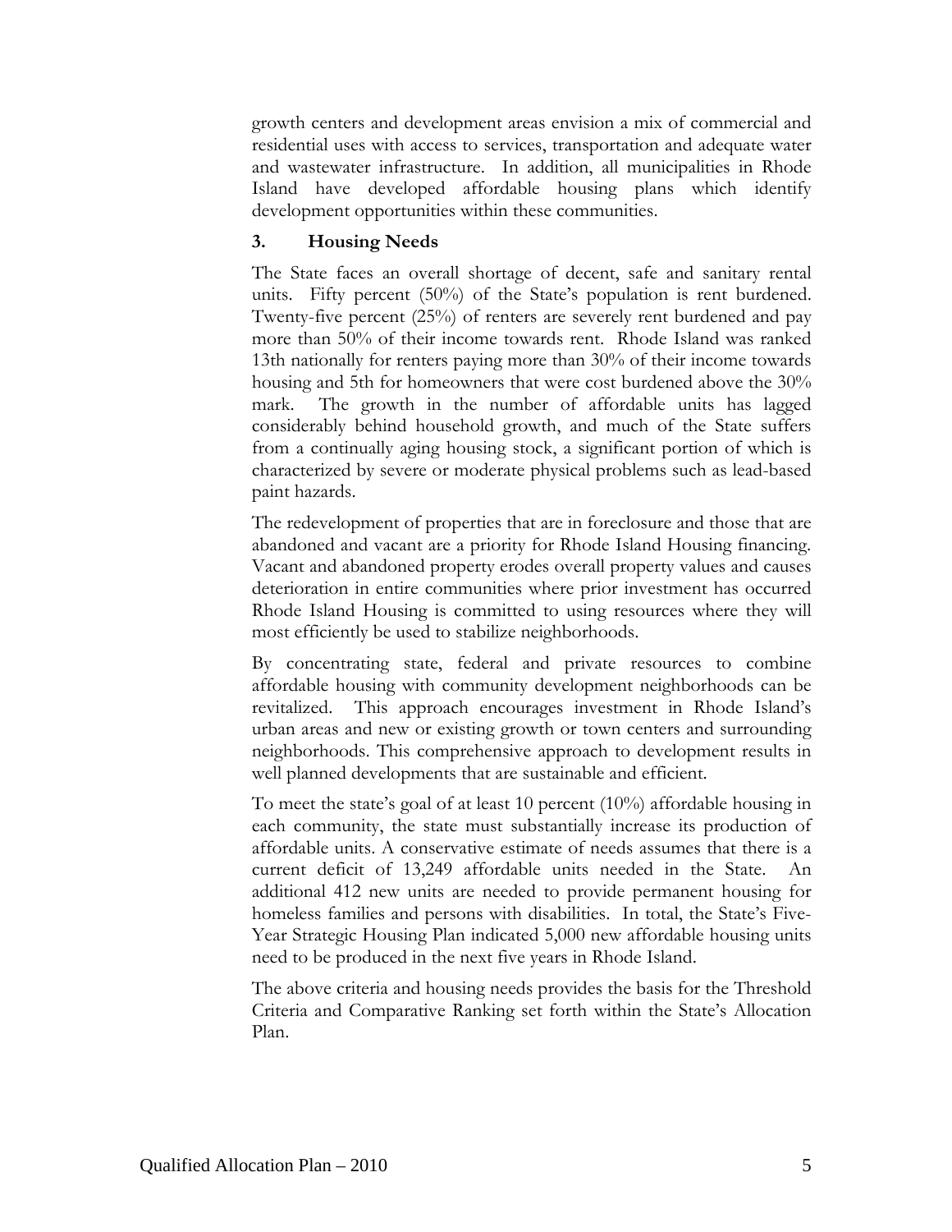growth centers and development areas envision a mix of commercial and residential uses with access to services, transportation and adequate water and wastewater infrastructure. In addition, all municipalities in Rhode Island have developed affordable housing plans which identify development opportunities within these communities.

### 3. Housing Needs

The State faces an overall shortage of decent, safe and sanitary rental units. Fifty percent (50%) of the State's population is rent burdened. Twenty-five percent (25%) of renters are severely rent burdened and pay more than 50% of their income towards rent. Rhode Island was ranked 13th nationally for renters paying more than 30% of their income towards housing and 5th for homeowners that were cost burdened above the 30% mark. The growth in the number of affordable units has lagged considerably behind household growth, and much of the State suffers from a continually aging housing stock, a significant portion of which is characterized by severe or moderate physical problems such as lead-based paint hazards.

The redevelopment of properties that are in foreclosure and those that are abandoned and vacant are a priority for Rhode Island Housing financing. Vacant and abandoned property erodes overall property values and causes deterioration in entire communities where prior investment has occurred Rhode Island Housing is committed to using resources where they will most efficiently be used to stabilize neighborhoods.

By concentrating state, federal and private resources to combine affordable housing with community development neighborhoods can be revitalized. This approach encourages investment in Rhode Island's urban areas and new or existing growth or town centers and surrounding neighborhoods. This comprehensive approach to development results in well planned developments that are sustainable and efficient.

To meet the state's goal of at least 10 percent (10%) affordable housing in each community, the state must substantially increase its production of affordable units. A conservative estimate of needs assumes that there is a current deficit of 13,249 affordable units needed in the State. An additional 412 new units are needed to provide permanent housing for homeless families and persons with disabilities. In total, the State's Five-Year Strategic Housing Plan indicated 5,000 new affordable housing units need to be produced in the next five years in Rhode Island.

The above criteria and housing needs provides the basis for the Threshold Criteria and Comparative Ranking set forth within the State's Allocation Plan.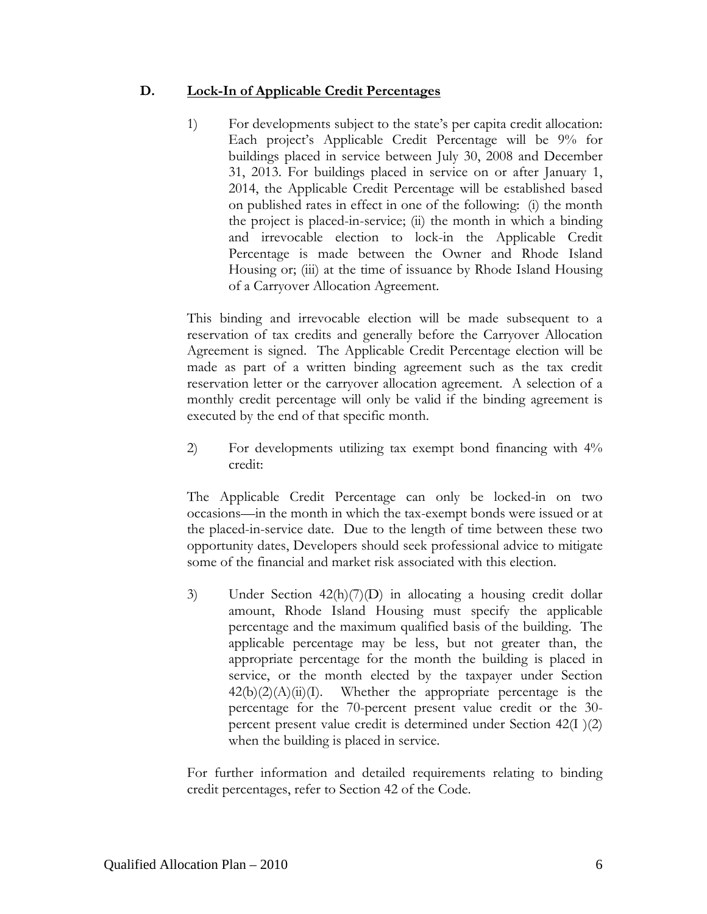## D. Lock-In of Applicable Credit Percentages

1) For developments subject to the state's per capita credit allocation: Each project's Applicable Credit Percentage will be 9% for buildings placed in service between July 30, 2008 and December 31, 2013. For buildings placed in service on or after January 1, 2014, the Applicable Credit Percentage will be established based on published rates in effect in one of the following: (i) the month the project is placed-in-service; (ii) the month in which a binding and irrevocable election to lock-in the Applicable Credit Percentage is made between the Owner and Rhode Island Housing or; (iii) at the time of issuance by Rhode Island Housing of a Carryover Allocation Agreement.

This binding and irrevocable election will be made subsequent to a reservation of tax credits and generally before the Carryover Allocation Agreement is signed. The Applicable Credit Percentage election will be made as part of a written binding agreement such as the tax credit reservation letter or the carryover allocation agreement. A selection of a monthly credit percentage will only be valid if the binding agreement is executed by the end of that specific month.

2) For developments utilizing tax exempt bond financing with 4% credit:

The Applicable Credit Percentage can only be locked-in on two occasions—in the month in which the tax-exempt bonds were issued or at the placed-in-service date. Due to the length of time between these two opportunity dates, Developers should seek professional advice to mitigate some of the financial and market risk associated with this election.

3) Under Section 42(h)(7)(D) in allocating a housing credit dollar amount, Rhode Island Housing must specify the applicable percentage and the maximum qualified basis of the building. The applicable percentage may be less, but not greater than, the appropriate percentage for the month the building is placed in service, or the month elected by the taxpayer under Section 42(b)(2)(A)(ii)(I). Whether the appropriate percentage is the percentage for the 70-percent present value credit or the 30-percent present value credit is determined under Section 42(I )(2) when the building is placed in service.

For further information and detailed requirements relating to binding credit percentages, refer to Section 42 of the Code.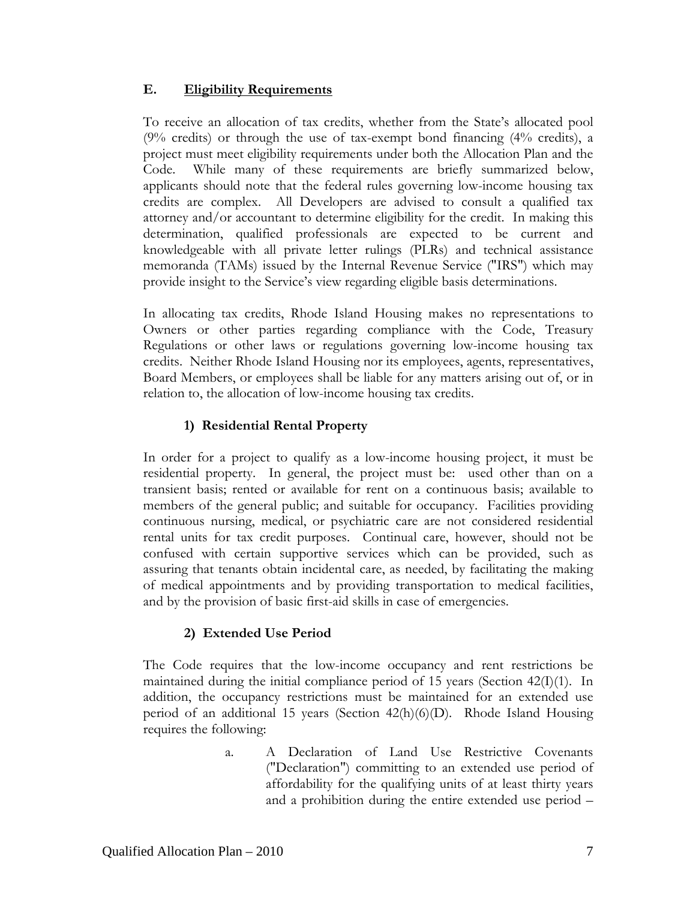## E. Eligibility Requirements

To receive an allocation of tax credits, whether from the State's allocated pool (9% credits) or through the use of tax-exempt bond financing (4% credits), a project must meet eligibility requirements under both the Allocation Plan and the Code. While many of these requirements are briefly summarized below, applicants should note that the federal rules governing low-income housing tax credits are complex. All Developers are advised to consult a qualified tax attorney and/or accountant to determine eligibility for the credit. In making this determination, qualified professionals are expected to be current and knowledgeable with all private letter rulings (PLRs) and technical assistance memoranda (TAMs) issued by the Internal Revenue Service ("IRS") which may provide insight to the Service's view regarding eligible basis determinations.

In allocating tax credits, Rhode Island Housing makes no representations to Owners or other parties regarding compliance with the Code, Treasury Regulations or other laws or regulations governing low-income housing tax credits. Neither Rhode Island Housing nor its employees, agents, representatives, Board Members, or employees shall be liable for any matters arising out of, or in relation to, the allocation of low-income housing tax credits.

### 1) Residential Rental Property

In order for a project to qualify as a low-income housing project, it must be residential property. In general, the project must be: used other than on a transient basis; rented or available for rent on a continuous basis; available to members of the general public; and suitable for occupancy. Facilities providing continuous nursing, medical, or psychiatric care are not considered residential rental units for tax credit purposes. Continual care, however, should not be confused with certain supportive services which can be provided, such as assuring that tenants obtain incidental care, as needed, by facilitating the making of medical appointments and by providing transportation to medical facilities, and by the provision of basic first-aid skills in case of emergencies.

### 2) Extended Use Period

The Code requires that the low-income occupancy and rent restrictions be maintained during the initial compliance period of 15 years (Section 42(I)(1). In addition, the occupancy restrictions must be maintained for an extended use period of an additional 15 years (Section 42(h)(6)(D). Rhode Island Housing requires the following:

a. A Declaration of Land Use Restrictive Covenants ("Declaration") committing to an extended use period of affordability for the qualifying units of at least thirty years and a prohibition during the entire extended use period –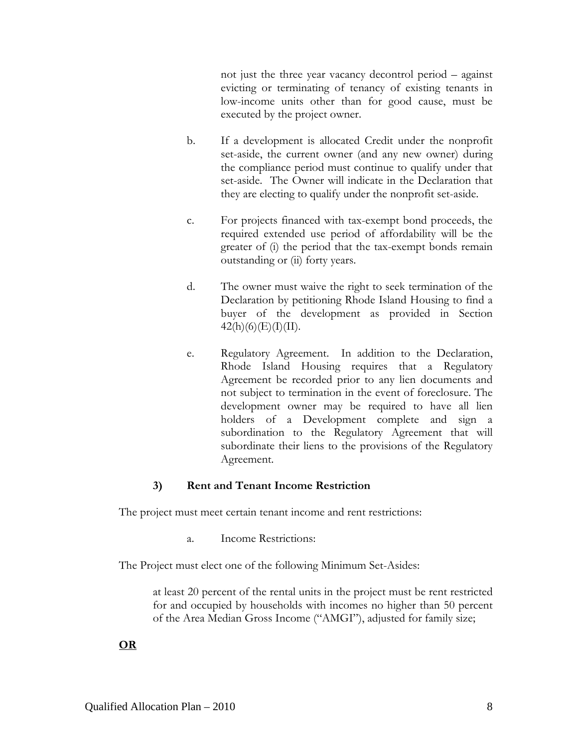not just the three year vacancy decontrol period – against evicting or terminating of tenancy of existing tenants in low-income units other than for good cause, must be executed by the project owner.

b. If a development is allocated Credit under the nonprofit set-aside, the current owner (and any new owner) during the compliance period must continue to qualify under that set-aside. The Owner will indicate in the Declaration that they are electing to qualify under the nonprofit set-aside.

c. For projects financed with tax-exempt bond proceeds, the required extended use period of affordability will be the greater of (i) the period that the tax-exempt bonds remain outstanding or (ii) forty years.

d. The owner must waive the right to seek termination of the Declaration by petitioning Rhode Island Housing to find a buyer of the development as provided in Section 42(h)(6)(E)(I)(II).

e. Regulatory Agreement. In addition to the Declaration, Rhode Island Housing requires that a Regulatory Agreement be recorded prior to any lien documents and not subject to termination in the event of foreclosure. The development owner may be required to have all lien holders of a Development complete and sign a subordination to the Regulatory Agreement that will subordinate their liens to the provisions of the Regulatory Agreement.

### 3) Rent and Tenant Income Restriction

The project must meet certain tenant income and rent restrictions:

a. Income Restrictions:

The Project must elect one of the following Minimum Set-Asides:

at least 20 percent of the rental units in the project must be rent restricted for and occupied by households with incomes no higher than 50 percent of the Area Median Gross Income ("AMGI"), adjusted for family size;

**OR**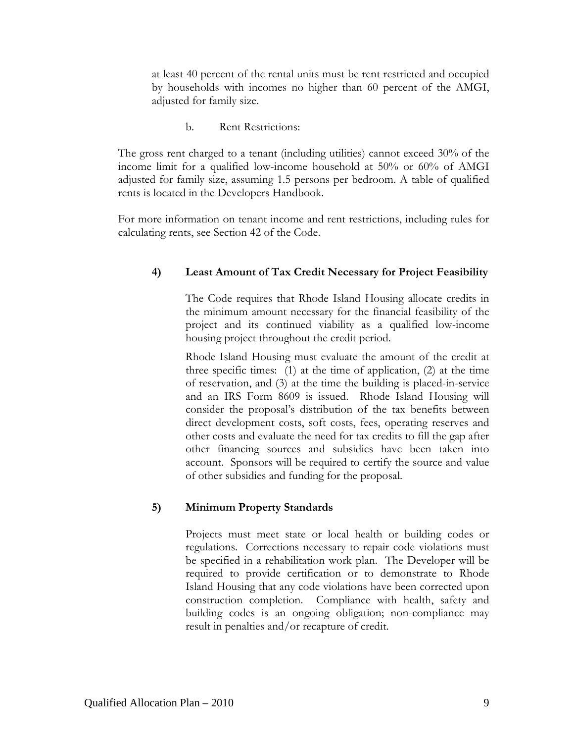at least 40 percent of the rental units must be rent restricted and occupied by households with incomes no higher than 60 percent of the AMGI, adjusted for family size.

b. Rent Restrictions:

The gross rent charged to a tenant (including utilities) cannot exceed 30% of the income limit for a qualified low-income household at 50% or 60% of AMGI adjusted for family size, assuming 1.5 persons per bedroom. A table of qualified rents is located in the Developers Handbook.

For more information on tenant income and rent restrictions, including rules for calculating rents, see Section 42 of the Code.

**4) Least Amount of Tax Credit Necessary for Project Feasibility**

The Code requires that Rhode Island Housing allocate credits in the minimum amount necessary for the financial feasibility of the project and its continued viability as a qualified low-income housing project throughout the credit period.

Rhode Island Housing must evaluate the amount of the credit at three specific times: (1) at the time of application, (2) at the time of reservation, and (3) at the time the building is placed-in-service and an IRS Form 8609 is issued. Rhode Island Housing will consider the proposal's distribution of the tax benefits between direct development costs, soft costs, fees, operating reserves and other costs and evaluate the need for tax credits to fill the gap after other financing sources and subsidies have been taken into account. Sponsors will be required to certify the source and value of other subsidies and funding for the proposal.

**5) Minimum Property Standards**

Projects must meet state or local health or building codes or regulations. Corrections necessary to repair code violations must be specified in a rehabilitation work plan. The Developer will be required to provide certification or to demonstrate to Rhode Island Housing that any code violations have been corrected upon construction completion. Compliance with health, safety and building codes is an ongoing obligation; non-compliance may result in penalties and/or recapture of credit.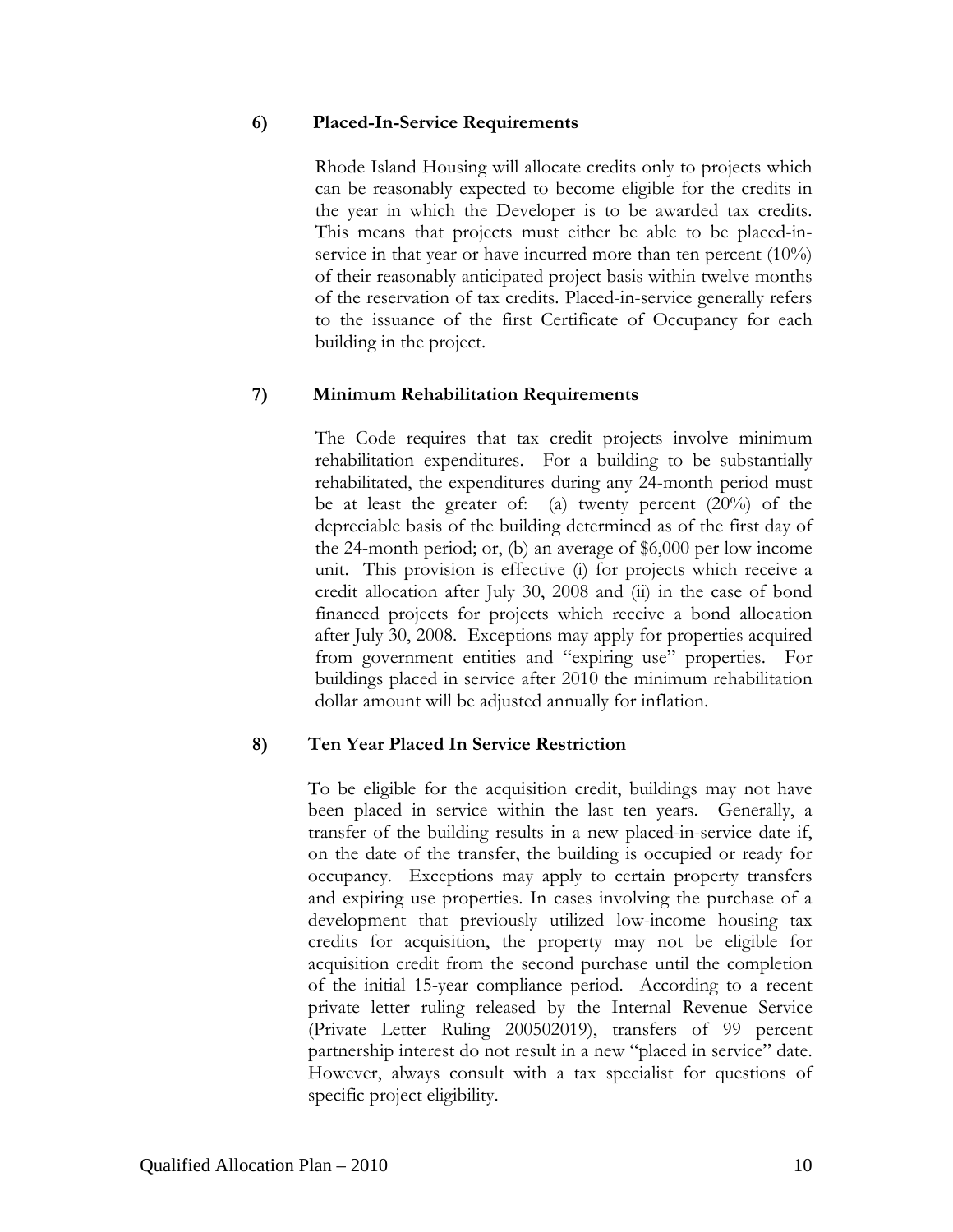### 6) Placed-In-Service Requirements

Rhode Island Housing will allocate credits only to projects which can be reasonably expected to become eligible for the credits in the year in which the Developer is to be awarded tax credits. This means that projects must either be able to be placed-in-service in that year or have incurred more than ten percent (10%) of their reasonably anticipated project basis within twelve months of the reservation of tax credits. Placed-in-service generally refers to the issuance of the first Certificate of Occupancy for each building in the project.

### 7) Minimum Rehabilitation Requirements

The Code requires that tax credit projects involve minimum rehabilitation expenditures. For a building to be substantially rehabilitated, the expenditures during any 24-month period must be at least the greater of: (a) twenty percent (20%) of the depreciable basis of the building determined as of the first day of the 24-month period; or, (b) an average of $6,000 per low income unit. This provision is effective (i) for projects which receive a credit allocation after July 30, 2008 and (ii) in the case of bond financed projects for projects which receive a bond allocation after July 30, 2008. Exceptions may apply for properties acquired from government entities and "expiring use" properties. For buildings placed in service after 2010 the minimum rehabilitation dollar amount will be adjusted annually for inflation.

### 8) Ten Year Placed In Service Restriction

To be eligible for the acquisition credit, buildings may not have been placed in service within the last ten years. Generally, a transfer of the building results in a new placed-in-service date if, on the date of the transfer, the building is occupied or ready for occupancy. Exceptions may apply to certain property transfers and expiring use properties. In cases involving the purchase of a development that previously utilized low-income housing tax credits for acquisition, the property may not be eligible for acquisition credit from the second purchase until the completion of the initial 15-year compliance period. According to a recent private letter ruling released by the Internal Revenue Service (Private Letter Ruling 200502019), transfers of 99 percent partnership interest do not result in a new "placed in service" date. However, always consult with a tax specialist for questions of specific project eligibility.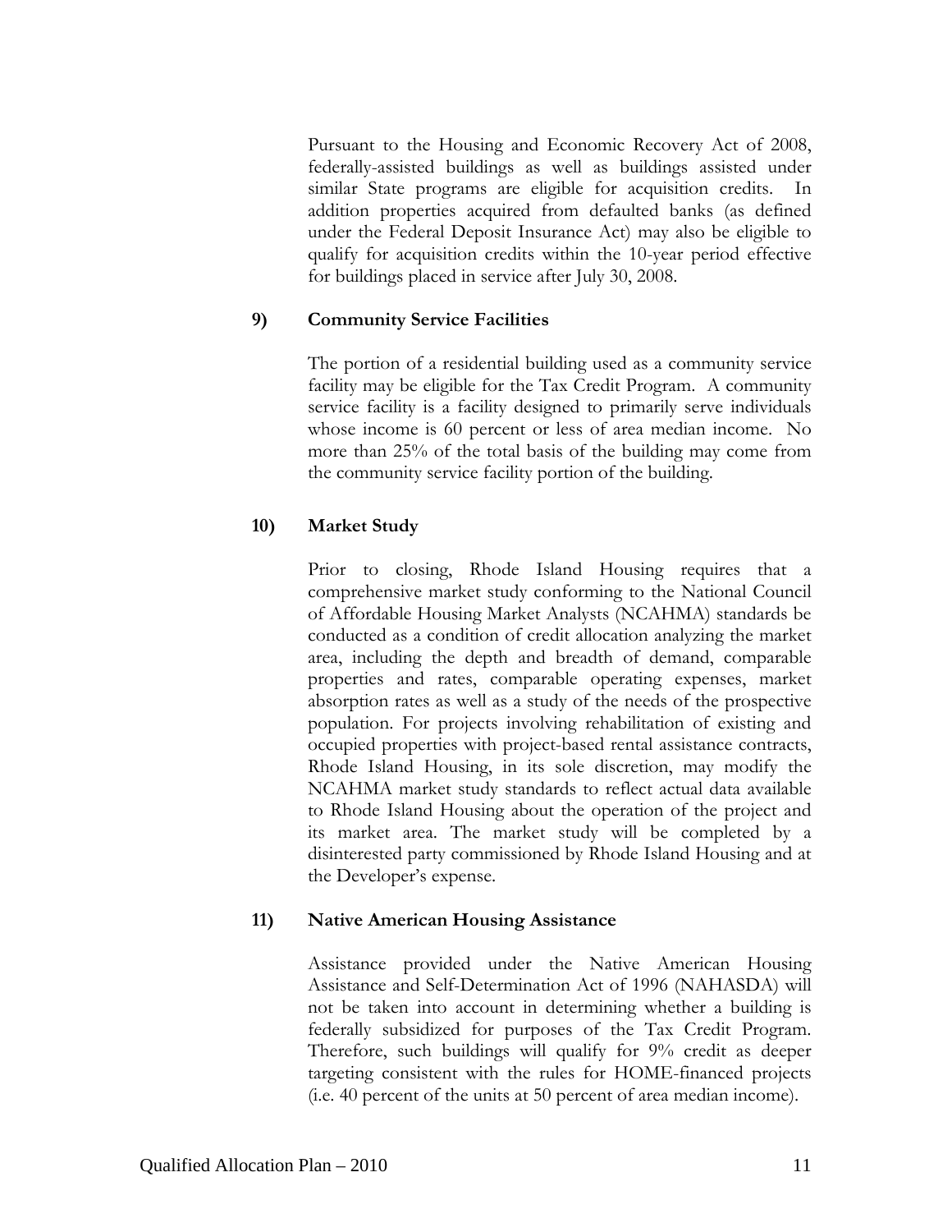Pursuant to the Housing and Economic Recovery Act of 2008, federally-assisted buildings as well as buildings assisted under similar State programs are eligible for acquisition credits. In addition properties acquired from defaulted banks (as defined under the Federal Deposit Insurance Act) may also be eligible to qualify for acquisition credits within the 10-year period effective for buildings placed in service after July 30, 2008.

**9) Community Service Facilities**

The portion of a residential building used as a community service facility may be eligible for the Tax Credit Program. A community service facility is a facility designed to primarily serve individuals whose income is 60 percent or less of area median income. No more than 25% of the total basis of the building may come from the community service facility portion of the building.

**10) Market Study**

Prior to closing, Rhode Island Housing requires that a comprehensive market study conforming to the National Council of Affordable Housing Market Analysts (NCAHMA) standards be conducted as a condition of credit allocation analyzing the market area, including the depth and breadth of demand, comparable properties and rates, comparable operating expenses, market absorption rates as well as a study of the needs of the prospective population. For projects involving rehabilitation of existing and occupied properties with project-based rental assistance contracts, Rhode Island Housing, in its sole discretion, may modify the NCAHMA market study standards to reflect actual data available to Rhode Island Housing about the operation of the project and its market area. The market study will be completed by a disinterested party commissioned by Rhode Island Housing and at the Developer's expense.

**11) Native American Housing Assistance**

Assistance provided under the Native American Housing Assistance and Self-Determination Act of 1996 (NAHASDA) will not be taken into account in determining whether a building is federally subsidized for purposes of the Tax Credit Program. Therefore, such buildings will qualify for 9% credit as deeper targeting consistent with the rules for HOME-financed projects (i.e. 40 percent of the units at 50 percent of area median income).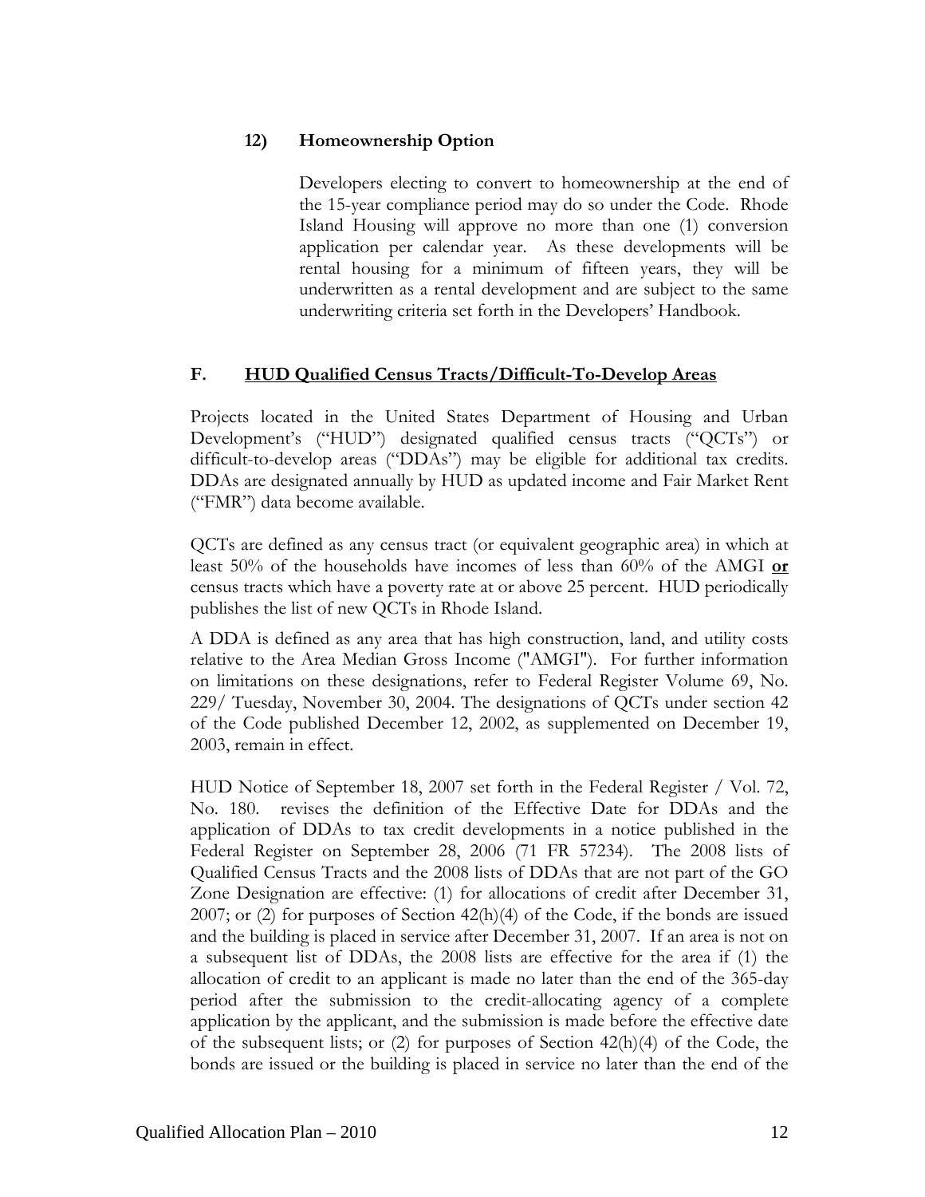### 12) Homeownership Option

Developers electing to convert to homeownership at the end of the 15-year compliance period may do so under the Code. Rhode Island Housing will approve no more than one (1) conversion application per calendar year. As these developments will be rental housing for a minimum of fifteen years, they will be underwritten as a rental development and are subject to the same underwriting criteria set forth in the Developers' Handbook.

## F. <u>HUD Qualified Census Tracts/Difficult-To-Develop Areas</u>

Projects located in the United States Department of Housing and Urban Development's ("HUD") designated qualified census tracts ("QCTs") or difficult-to-develop areas ("DDAs") may be eligible for additional tax credits. DDAs are designated annually by HUD as updated income and Fair Market Rent ("FMR") data become available.

QCTs are defined as any census tract (or equivalent geographic area) in which at least 50% of the households have incomes of less than 60% of the AMGI **<u>or</u>** census tracts which have a poverty rate at or above 25 percent. HUD periodically publishes the list of new QCTs in Rhode Island.

A DDA is defined as any area that has high construction, land, and utility costs relative to the Area Median Gross Income ("AMGI"). For further information on limitations on these designations, refer to Federal Register Volume 69, No. 229/ Tuesday, November 30, 2004. The designations of QCTs under section 42 of the Code published December 12, 2002, as supplemented on December 19, 2003, remain in effect.

HUD Notice of September 18, 2007 set forth in the Federal Register / Vol. 72, No. 180. revises the definition of the Effective Date for DDAs and the application of DDAs to tax credit developments in a notice published in the Federal Register on September 28, 2006 (71 FR 57234). The 2008 lists of Qualified Census Tracts and the 2008 lists of DDAs that are not part of the GO Zone Designation are effective: (1) for allocations of credit after December 31, 2007; or (2) for purposes of Section 42(h)(4) of the Code, if the bonds are issued and the building is placed in service after December 31, 2007. If an area is not on a subsequent list of DDAs, the 2008 lists are effective for the area if (1) the allocation of credit to an applicant is made no later than the end of the 365-day period after the submission to the credit-allocating agency of a complete application by the applicant, and the submission is made before the effective date of the subsequent lists; or (2) for purposes of Section 42(h)(4) of the Code, the bonds are issued or the building is placed in service no later than the end of the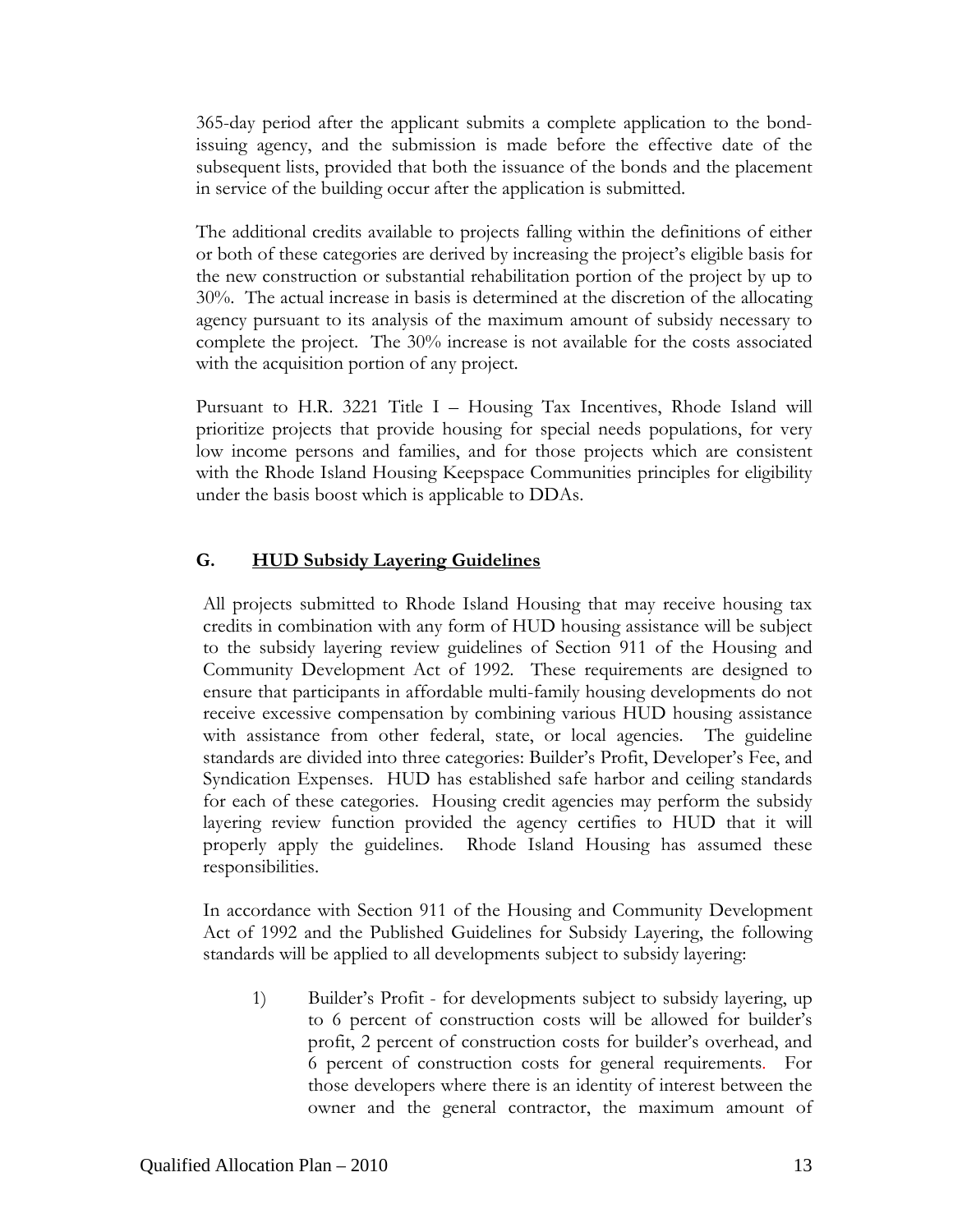365-day period after the applicant submits a complete application to the bond-issuing agency, and the submission is made before the effective date of the subsequent lists, provided that both the issuance of the bonds and the placement in service of the building occur after the application is submitted.

The additional credits available to projects falling within the definitions of either or both of these categories are derived by increasing the project's eligible basis for the new construction or substantial rehabilitation portion of the project by up to 30%. The actual increase in basis is determined at the discretion of the allocating agency pursuant to its analysis of the maximum amount of subsidy necessary to complete the project. The 30% increase is not available for the costs associated with the acquisition portion of any project.

Pursuant to H.R. 3221 Title I – Housing Tax Incentives, Rhode Island will prioritize projects that provide housing for special needs populations, for very low income persons and families, and for those projects which are consistent with the Rhode Island Housing Keepspace Communities principles for eligibility under the basis boost which is applicable to DDAs.

## G. HUD Subsidy Layering Guidelines

All projects submitted to Rhode Island Housing that may receive housing tax credits in combination with any form of HUD housing assistance will be subject to the subsidy layering review guidelines of Section 911 of the Housing and Community Development Act of 1992. These requirements are designed to ensure that participants in affordable multi-family housing developments do not receive excessive compensation by combining various HUD housing assistance with assistance from other federal, state, or local agencies. The guideline standards are divided into three categories: Builder's Profit, Developer's Fee, and Syndication Expenses. HUD has established safe harbor and ceiling standards for each of these categories. Housing credit agencies may perform the subsidy layering review function provided the agency certifies to HUD that it will properly apply the guidelines. Rhode Island Housing has assumed these responsibilities.

In accordance with Section 911 of the Housing and Community Development Act of 1992 and the Published Guidelines for Subsidy Layering, the following standards will be applied to all developments subject to subsidy layering:

1) Builder's Profit - for developments subject to subsidy layering, up to 6 percent of construction costs will be allowed for builder's profit, 2 percent of construction costs for builder's overhead, and 6 percent of construction costs for general requirements. For those developers where there is an identity of interest between the owner and the general contractor, the maximum amount of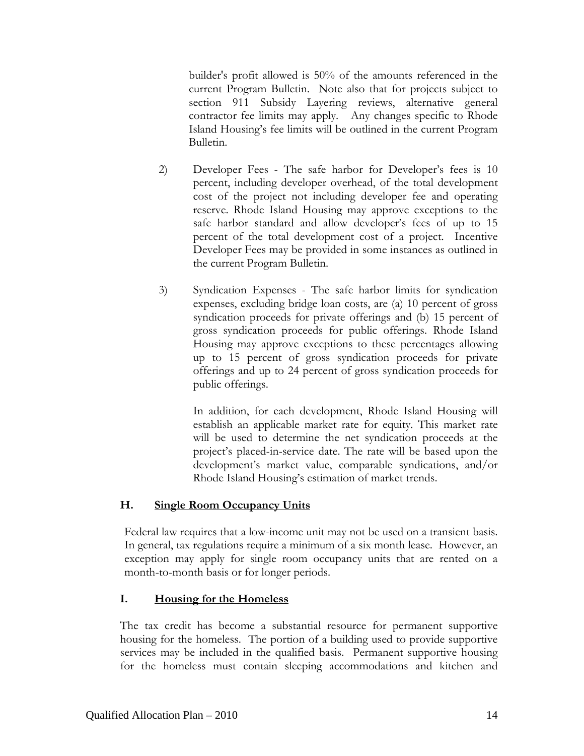builder's profit allowed is 50% of the amounts referenced in the current Program Bulletin. Note also that for projects subject to section 911 Subsidy Layering reviews, alternative general contractor fee limits may apply. Any changes specific to Rhode Island Housing's fee limits will be outlined in the current Program Bulletin.

2) Developer Fees - The safe harbor for Developer's fees is 10 percent, including developer overhead, of the total development cost of the project not including developer fee and operating reserve. Rhode Island Housing may approve exceptions to the safe harbor standard and allow developer's fees of up to 15 percent of the total development cost of a project. Incentive Developer Fees may be provided in some instances as outlined in the current Program Bulletin.

3) Syndication Expenses - The safe harbor limits for syndication expenses, excluding bridge loan costs, are (a) 10 percent of gross syndication proceeds for private offerings and (b) 15 percent of gross syndication proceeds for public offerings. Rhode Island Housing may approve exceptions to these percentages allowing up to 15 percent of gross syndication proceeds for private offerings and up to 24 percent of gross syndication proceeds for public offerings.

   In addition, for each development, Rhode Island Housing will establish an applicable market rate for equity. This market rate will be used to determine the net syndication proceeds at the project's placed-in-service date. The rate will be based upon the development's market value, comparable syndications, and/or Rhode Island Housing's estimation of market trends.

## H. Single Room Occupancy Units

Federal law requires that a low-income unit may not be used on a transient basis. In general, tax regulations require a minimum of a six month lease. However, an exception may apply for single room occupancy units that are rented on a month-to-month basis or for longer periods.

## I. Housing for the Homeless

The tax credit has become a substantial resource for permanent supportive housing for the homeless. The portion of a building used to provide supportive services may be included in the qualified basis. Permanent supportive housing for the homeless must contain sleeping accommodations and kitchen and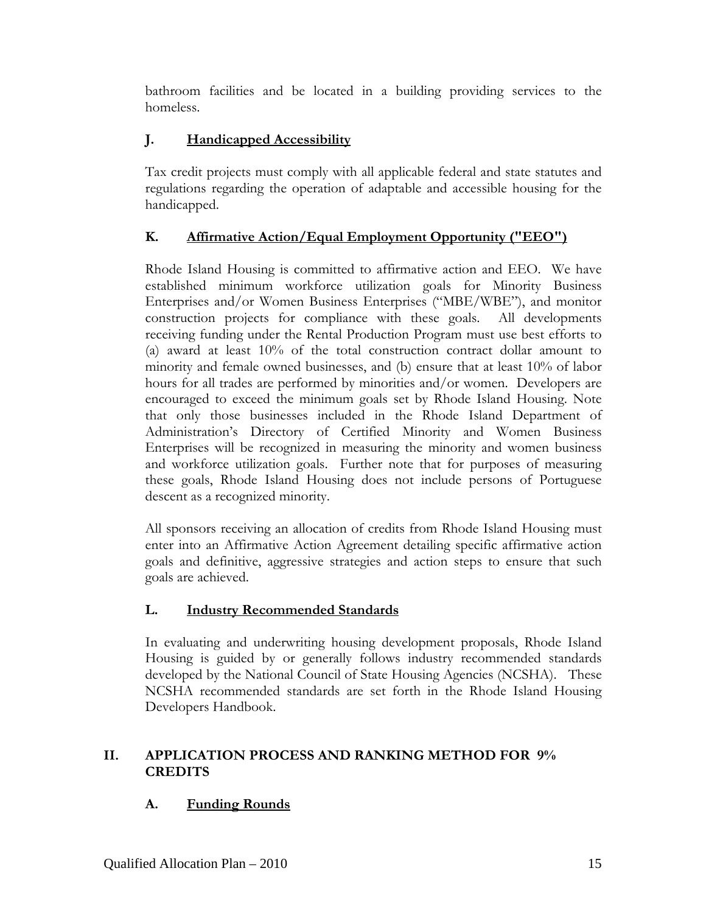bathroom facilities and be located in a building providing services to the homeless.

### J. Handicapped Accessibility

Tax credit projects must comply with all applicable federal and state statutes and regulations regarding the operation of adaptable and accessible housing for the handicapped.

### K. Affirmative Action/Equal Employment Opportunity ("EEO")

Rhode Island Housing is committed to affirmative action and EEO. We have established minimum workforce utilization goals for Minority Business Enterprises and/or Women Business Enterprises ("MBE/WBE"), and monitor construction projects for compliance with these goals. All developments receiving funding under the Rental Production Program must use best efforts to (a) award at least 10% of the total construction contract dollar amount to minority and female owned businesses, and (b) ensure that at least 10% of labor hours for all trades are performed by minorities and/or women. Developers are encouraged to exceed the minimum goals set by Rhode Island Housing. Note that only those businesses included in the Rhode Island Department of Administration's Directory of Certified Minority and Women Business Enterprises will be recognized in measuring the minority and women business and workforce utilization goals. Further note that for purposes of measuring these goals, Rhode Island Housing does not include persons of Portuguese descent as a recognized minority.

All sponsors receiving an allocation of credits from Rhode Island Housing must enter into an Affirmative Action Agreement detailing specific affirmative action goals and definitive, aggressive strategies and action steps to ensure that such goals are achieved.

### L. Industry Recommended Standards

In evaluating and underwriting housing development proposals, Rhode Island Housing is guided by or generally follows industry recommended standards developed by the National Council of State Housing Agencies (NCSHA). These NCSHA recommended standards are set forth in the Rhode Island Housing Developers Handbook.

## II. APPLICATION PROCESS AND RANKING METHOD FOR 9% CREDITS

### A. Funding Rounds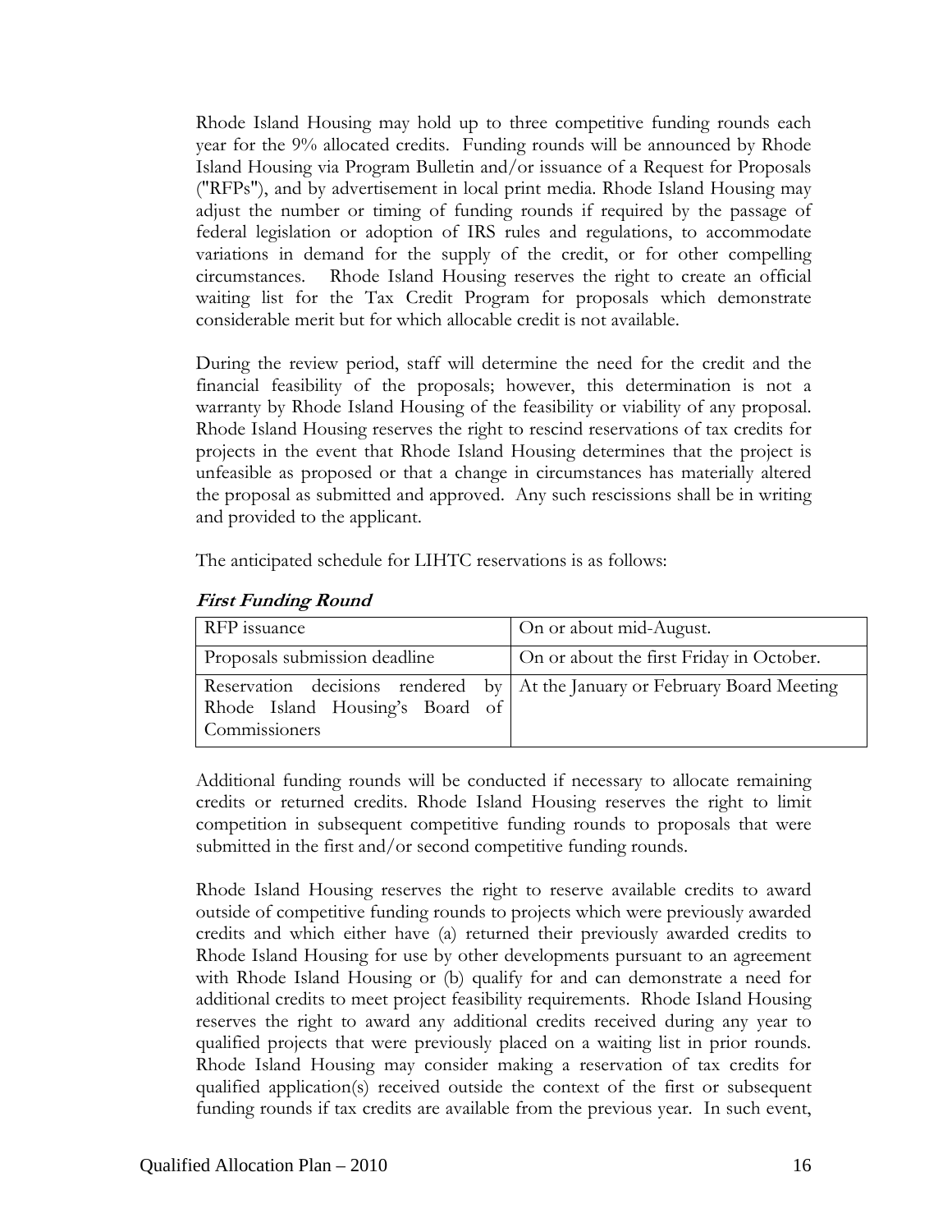Rhode Island Housing may hold up to three competitive funding rounds each year for the 9% allocated credits. Funding rounds will be announced by Rhode Island Housing via Program Bulletin and/or issuance of a Request for Proposals ("RFPs"), and by advertisement in local print media. Rhode Island Housing may adjust the number or timing of funding rounds if required by the passage of federal legislation or adoption of IRS rules and regulations, to accommodate variations in demand for the supply of the credit, or for other compelling circumstances. Rhode Island Housing reserves the right to create an official waiting list for the Tax Credit Program for proposals which demonstrate considerable merit but for which allocable credit is not available.

During the review period, staff will determine the need for the credit and the financial feasibility of the proposals; however, this determination is not a warranty by Rhode Island Housing of the feasibility or viability of any proposal. Rhode Island Housing reserves the right to rescind reservations of tax credits for projects in the event that Rhode Island Housing determines that the project is unfeasible as proposed or that a change in circumstances has materially altered the proposal as submitted and approved. Any such rescissions shall be in writing and provided to the applicant.

The anticipated schedule for LIHTC reservations is as follows:

***First Funding Round***

| | |
|---|---|
| RFP issuance | On or about mid-August. |
| Proposals submission deadline | On or about the first Friday in October. |
| Reservation decisions rendered by Rhode Island Housing's Board of Commissioners | At the January or February Board Meeting |

Additional funding rounds will be conducted if necessary to allocate remaining credits or returned credits. Rhode Island Housing reserves the right to limit competition in subsequent competitive funding rounds to proposals that were submitted in the first and/or second competitive funding rounds.

Rhode Island Housing reserves the right to reserve available credits to award outside of competitive funding rounds to projects which were previously awarded credits and which either have (a) returned their previously awarded credits to Rhode Island Housing for use by other developments pursuant to an agreement with Rhode Island Housing or (b) qualify for and can demonstrate a need for additional credits to meet project feasibility requirements. Rhode Island Housing reserves the right to award any additional credits received during any year to qualified projects that were previously placed on a waiting list in prior rounds. Rhode Island Housing may consider making a reservation of tax credits for qualified application(s) received outside the context of the first or subsequent funding rounds if tax credits are available from the previous year. In such event,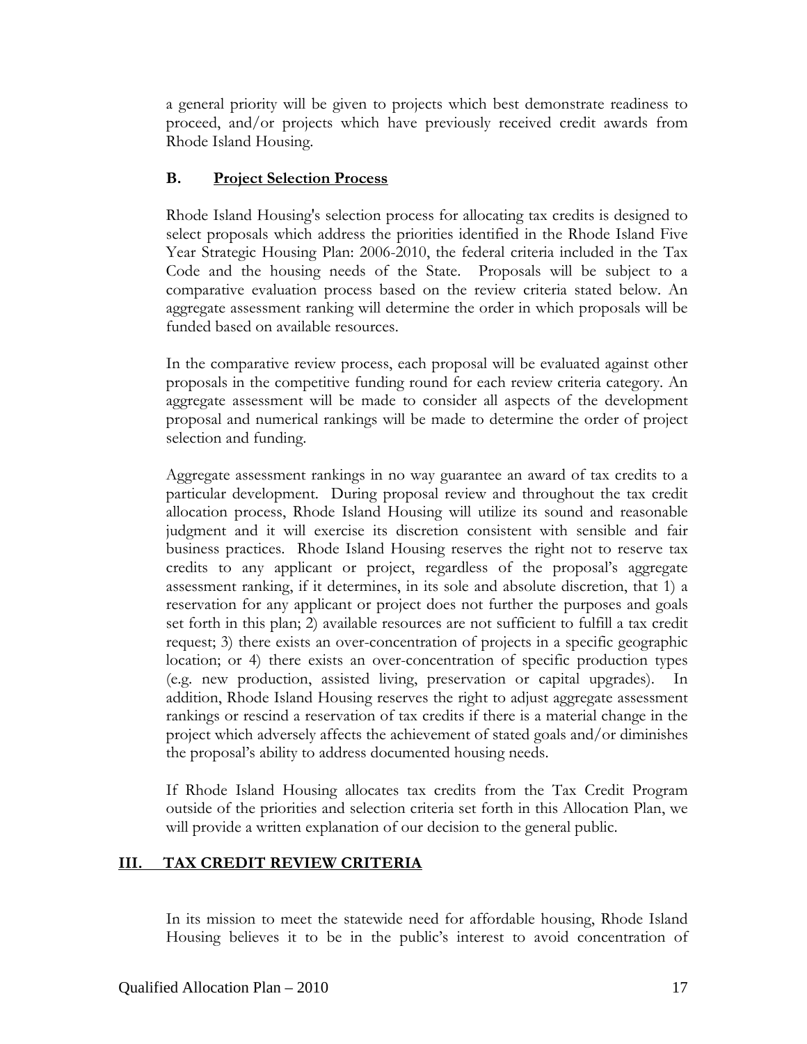a general priority will be given to projects which best demonstrate readiness to proceed, and/or projects which have previously received credit awards from Rhode Island Housing.

### B. Project Selection Process

Rhode Island Housing's selection process for allocating tax credits is designed to select proposals which address the priorities identified in the Rhode Island Five Year Strategic Housing Plan: 2006-2010, the federal criteria included in the Tax Code and the housing needs of the State. Proposals will be subject to a comparative evaluation process based on the review criteria stated below. An aggregate assessment ranking will determine the order in which proposals will be funded based on available resources.

In the comparative review process, each proposal will be evaluated against other proposals in the competitive funding round for each review criteria category. An aggregate assessment will be made to consider all aspects of the development proposal and numerical rankings will be made to determine the order of project selection and funding.

Aggregate assessment rankings in no way guarantee an award of tax credits to a particular development. During proposal review and throughout the tax credit allocation process, Rhode Island Housing will utilize its sound and reasonable judgment and it will exercise its discretion consistent with sensible and fair business practices. Rhode Island Housing reserves the right not to reserve tax credits to any applicant or project, regardless of the proposal's aggregate assessment ranking, if it determines, in its sole and absolute discretion, that 1) a reservation for any applicant or project does not further the purposes and goals set forth in this plan; 2) available resources are not sufficient to fulfill a tax credit request; 3) there exists an over-concentration of projects in a specific geographic location; or 4) there exists an over-concentration of specific production types (e.g. new production, assisted living, preservation or capital upgrades). In addition, Rhode Island Housing reserves the right to adjust aggregate assessment rankings or rescind a reservation of tax credits if there is a material change in the project which adversely affects the achievement of stated goals and/or diminishes the proposal's ability to address documented housing needs.

If Rhode Island Housing allocates tax credits from the Tax Credit Program outside of the priorities and selection criteria set forth in this Allocation Plan, we will provide a written explanation of our decision to the general public.

## III. TAX CREDIT REVIEW CRITERIA

In its mission to meet the statewide need for affordable housing, Rhode Island Housing believes it to be in the public's interest to avoid concentration of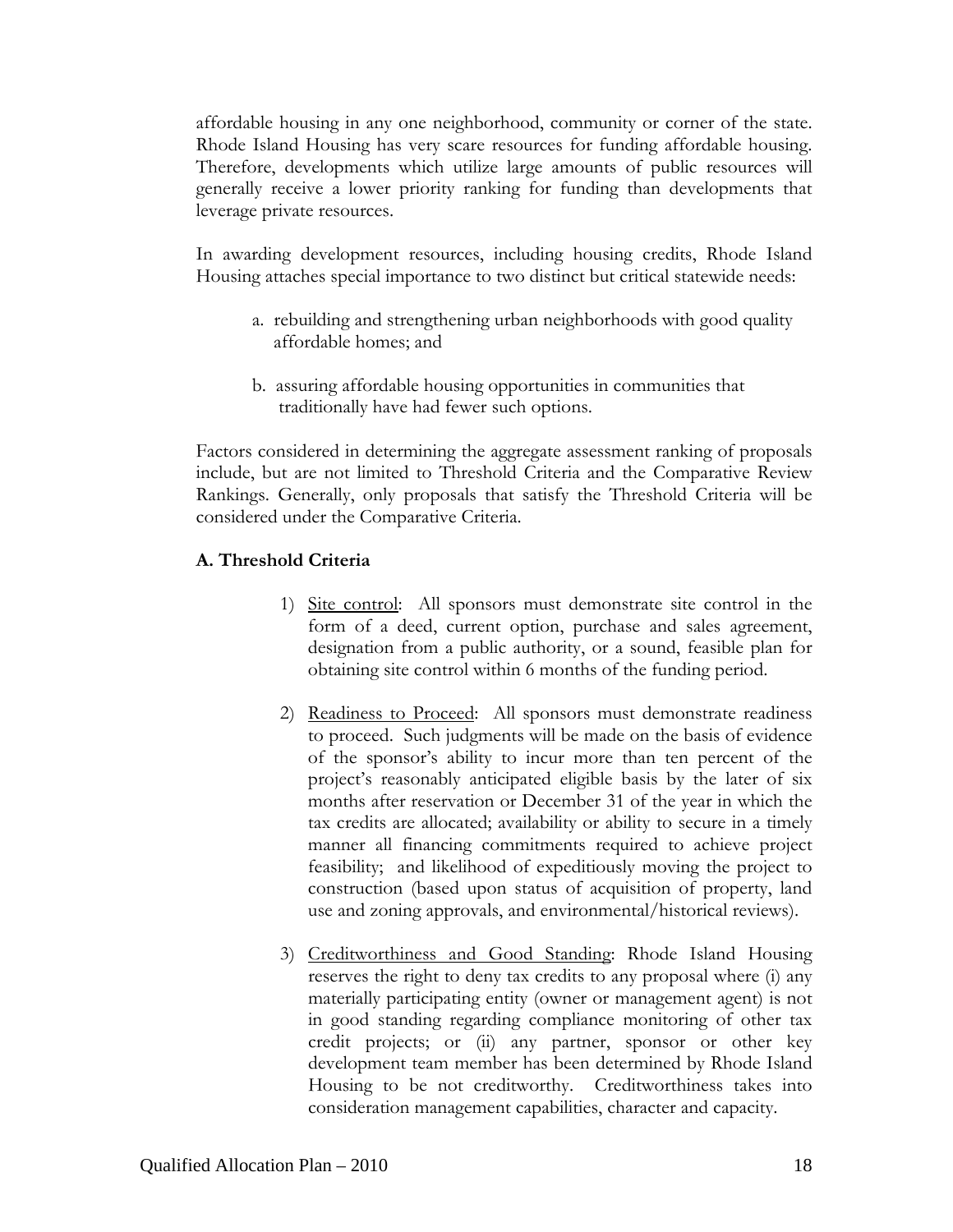affordable housing in any one neighborhood, community or corner of the state. Rhode Island Housing has very scare resources for funding affordable housing. Therefore, developments which utilize large amounts of public resources will generally receive a lower priority ranking for funding than developments that leverage private resources.

In awarding development resources, including housing credits, Rhode Island Housing attaches special importance to two distinct but critical statewide needs:

a. rebuilding and strengthening urban neighborhoods with good quality affordable homes; and

b. assuring affordable housing opportunities in communities that traditionally have had fewer such options.

Factors considered in determining the aggregate assessment ranking of proposals include, but are not limited to Threshold Criteria and the Comparative Review Rankings. Generally, only proposals that satisfy the Threshold Criteria will be considered under the Comparative Criteria.

**A. Threshold Criteria**

1) Site control: All sponsors must demonstrate site control in the form of a deed, current option, purchase and sales agreement, designation from a public authority, or a sound, feasible plan for obtaining site control within 6 months of the funding period.

2) Readiness to Proceed: All sponsors must demonstrate readiness to proceed. Such judgments will be made on the basis of evidence of the sponsor's ability to incur more than ten percent of the project's reasonably anticipated eligible basis by the later of six months after reservation or December 31 of the year in which the tax credits are allocated; availability or ability to secure in a timely manner all financing commitments required to achieve project feasibility; and likelihood of expeditiously moving the project to construction (based upon status of acquisition of property, land use and zoning approvals, and environmental/historical reviews).

3) Creditworthiness and Good Standing: Rhode Island Housing reserves the right to deny tax credits to any proposal where (i) any materially participating entity (owner or management agent) is not in good standing regarding compliance monitoring of other tax credit projects; or (ii) any partner, sponsor or other key development team member has been determined by Rhode Island Housing to be not creditworthy. Creditworthiness takes into consideration management capabilities, character and capacity.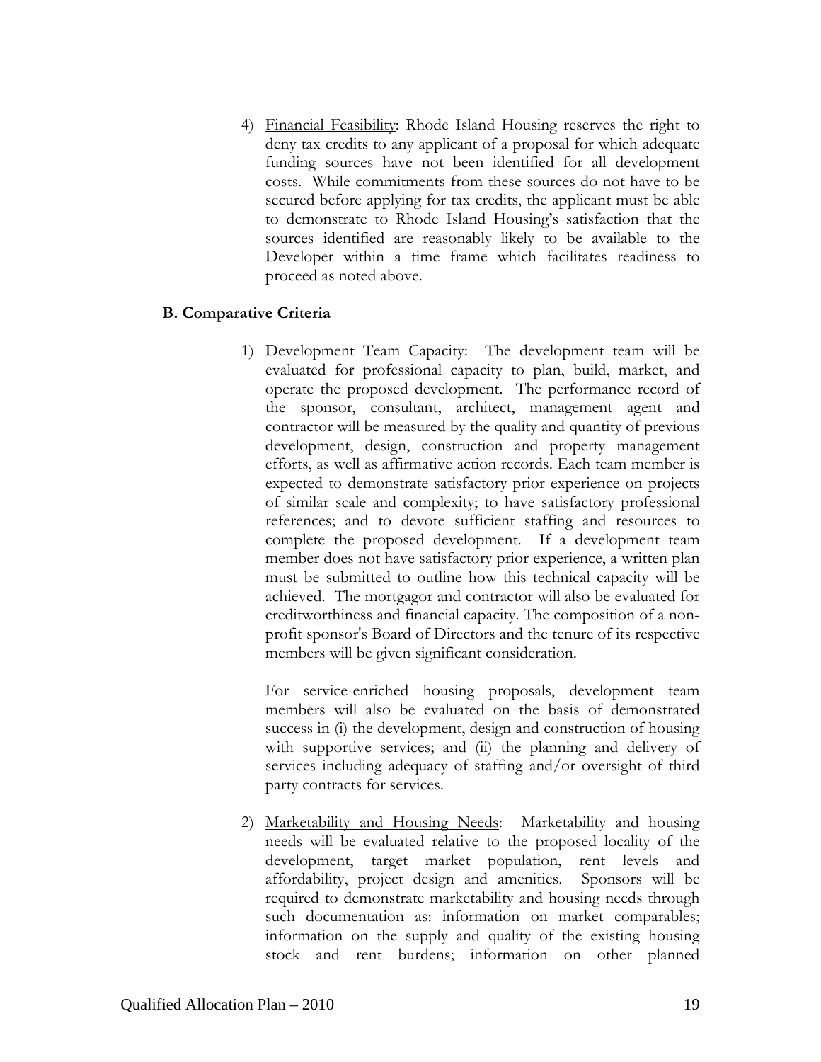4) Financial Feasibility: Rhode Island Housing reserves the right to deny tax credits to any applicant of a proposal for which adequate funding sources have not been identified for all development costs. While commitments from these sources do not have to be secured before applying for tax credits, the applicant must be able to demonstrate to Rhode Island Housing's satisfaction that the sources identified are reasonably likely to be available to the Developer within a time frame which facilitates readiness to proceed as noted above.

**B. Comparative Criteria**

1) Development Team Capacity: The development team will be evaluated for professional capacity to plan, build, market, and operate the proposed development. The performance record of the sponsor, consultant, architect, management agent and contractor will be measured by the quality and quantity of previous development, design, construction and property management efforts, as well as affirmative action records. Each team member is expected to demonstrate satisfactory prior experience on projects of similar scale and complexity; to have satisfactory professional references; and to devote sufficient staffing and resources to complete the proposed development. If a development team member does not have satisfactory prior experience, a written plan must be submitted to outline how this technical capacity will be achieved. The mortgagor and contractor will also be evaluated for creditworthiness and financial capacity. The composition of a non-profit sponsor's Board of Directors and the tenure of its respective members will be given significant consideration.

   For service-enriched housing proposals, development team members will also be evaluated on the basis of demonstrated success in (i) the development, design and construction of housing with supportive services; and (ii) the planning and delivery of services including adequacy of staffing and/or oversight of third party contracts for services.

2) Marketability and Housing Needs: Marketability and housing needs will be evaluated relative to the proposed locality of the development, target market population, rent levels and affordability, project design and amenities. Sponsors will be required to demonstrate marketability and housing needs through such documentation as: information on market comparables; information on the supply and quality of the existing housing stock and rent burdens; information on other planned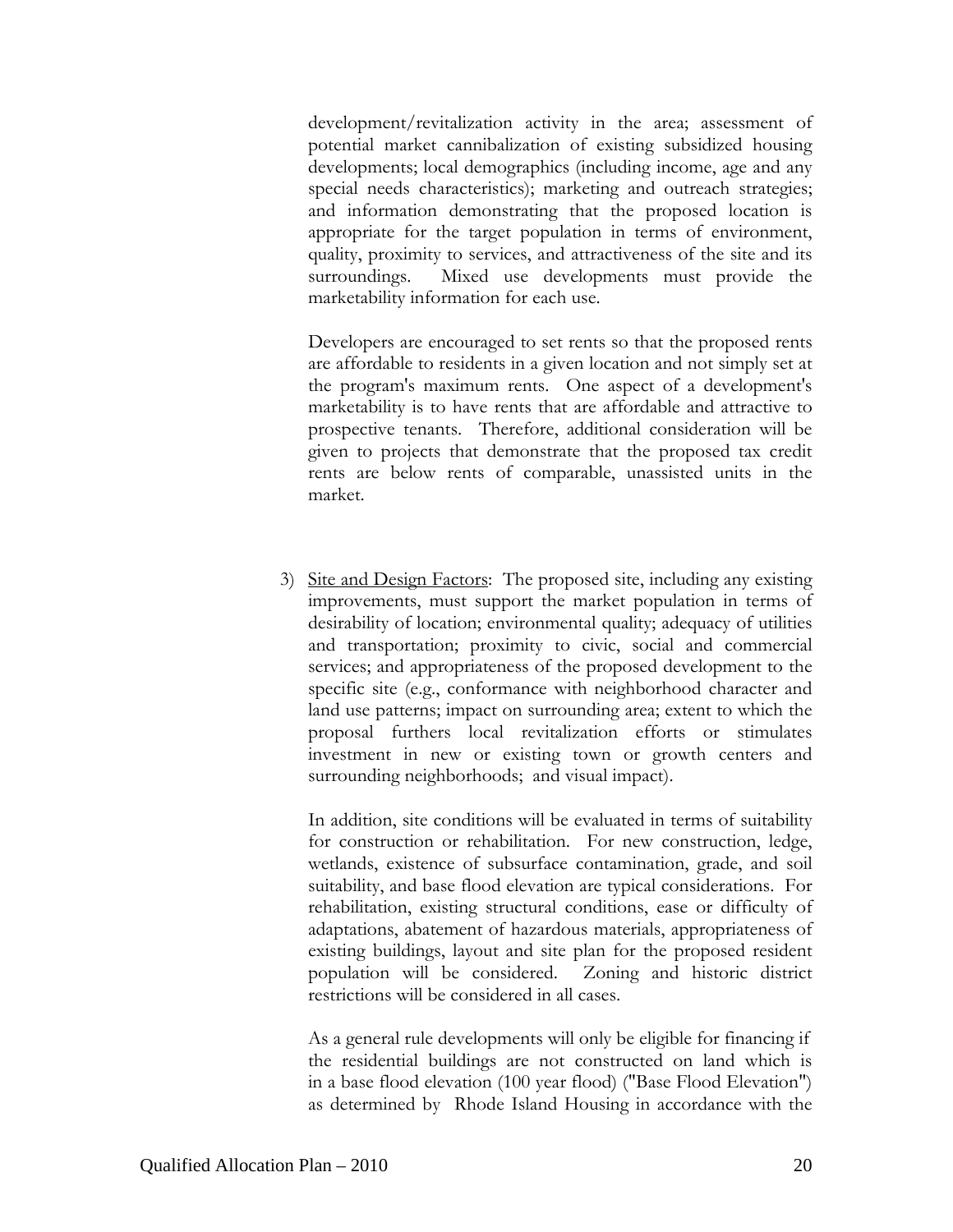development/revitalization activity in the area; assessment of potential market cannibalization of existing subsidized housing developments; local demographics (including income, age and any special needs characteristics); marketing and outreach strategies; and information demonstrating that the proposed location is appropriate for the target population in terms of environment, quality, proximity to services, and attractiveness of the site and its surroundings. Mixed use developments must provide the marketability information for each use.

Developers are encouraged to set rents so that the proposed rents are affordable to residents in a given location and not simply set at the program's maximum rents. One aspect of a development's marketability is to have rents that are affordable and attractive to prospective tenants. Therefore, additional consideration will be given to projects that demonstrate that the proposed tax credit rents are below rents of comparable, unassisted units in the market.

3) <u>Site and Design Factors</u>: The proposed site, including any existing improvements, must support the market population in terms of desirability of location; environmental quality; adequacy of utilities and transportation; proximity to civic, social and commercial services; and appropriateness of the proposed development to the specific site (e.g., conformance with neighborhood character and land use patterns; impact on surrounding area; extent to which the proposal furthers local revitalization efforts or stimulates investment in new or existing town or growth centers and surrounding neighborhoods; and visual impact).

   In addition, site conditions will be evaluated in terms of suitability for construction or rehabilitation. For new construction, ledge, wetlands, existence of subsurface contamination, grade, and soil suitability, and base flood elevation are typical considerations. For rehabilitation, existing structural conditions, ease or difficulty of adaptations, abatement of hazardous materials, appropriateness of existing buildings, layout and site plan for the proposed resident population will be considered. Zoning and historic district restrictions will be considered in all cases.

   As a general rule developments will only be eligible for financing if the residential buildings are not constructed on land which is in a base flood elevation (100 year flood) ("Base Flood Elevation") as determined by Rhode Island Housing in accordance with the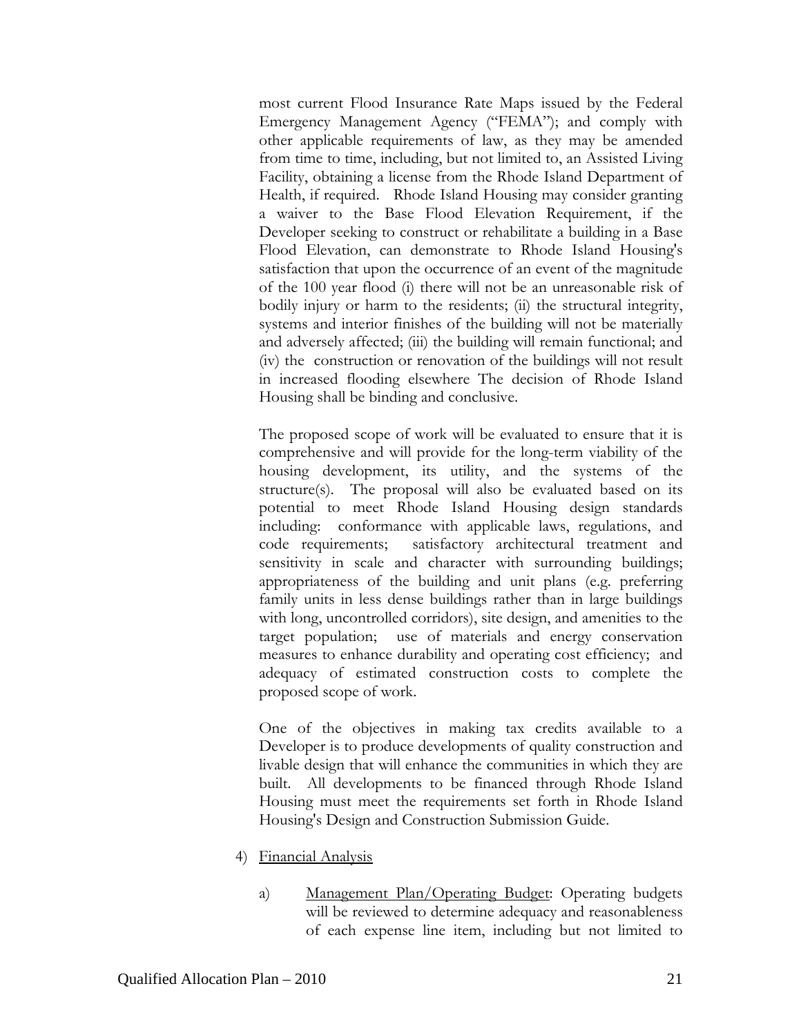most current Flood Insurance Rate Maps issued by the Federal Emergency Management Agency ("FEMA"); and comply with other applicable requirements of law, as they may be amended from time to time, including, but not limited to, an Assisted Living Facility, obtaining a license from the Rhode Island Department of Health, if required. Rhode Island Housing may consider granting a waiver to the Base Flood Elevation Requirement, if the Developer seeking to construct or rehabilitate a building in a Base Flood Elevation, can demonstrate to Rhode Island Housing's satisfaction that upon the occurrence of an event of the magnitude of the 100 year flood (i) there will not be an unreasonable risk of bodily injury or harm to the residents; (ii) the structural integrity, systems and interior finishes of the building will not be materially and adversely affected; (iii) the building will remain functional; and (iv) the construction or renovation of the buildings will not result in increased flooding elsewhere The decision of Rhode Island Housing shall be binding and conclusive.

The proposed scope of work will be evaluated to ensure that it is comprehensive and will provide for the long-term viability of the housing development, its utility, and the systems of the structure(s). The proposal will also be evaluated based on its potential to meet Rhode Island Housing design standards including: conformance with applicable laws, regulations, and code requirements; satisfactory architectural treatment and sensitivity in scale and character with surrounding buildings; appropriateness of the building and unit plans (e.g. preferring family units in less dense buildings rather than in large buildings with long, uncontrolled corridors), site design, and amenities to the target population; use of materials and energy conservation measures to enhance durability and operating cost efficiency; and adequacy of estimated construction costs to complete the proposed scope of work.

One of the objectives in making tax credits available to a Developer is to produce developments of quality construction and livable design that will enhance the communities in which they are built. All developments to be financed through Rhode Island Housing must meet the requirements set forth in Rhode Island Housing's Design and Construction Submission Guide.

4) Financial Analysis

   a) Management Plan/Operating Budget: Operating budgets will be reviewed to determine adequacy and reasonableness of each expense line item, including but not limited to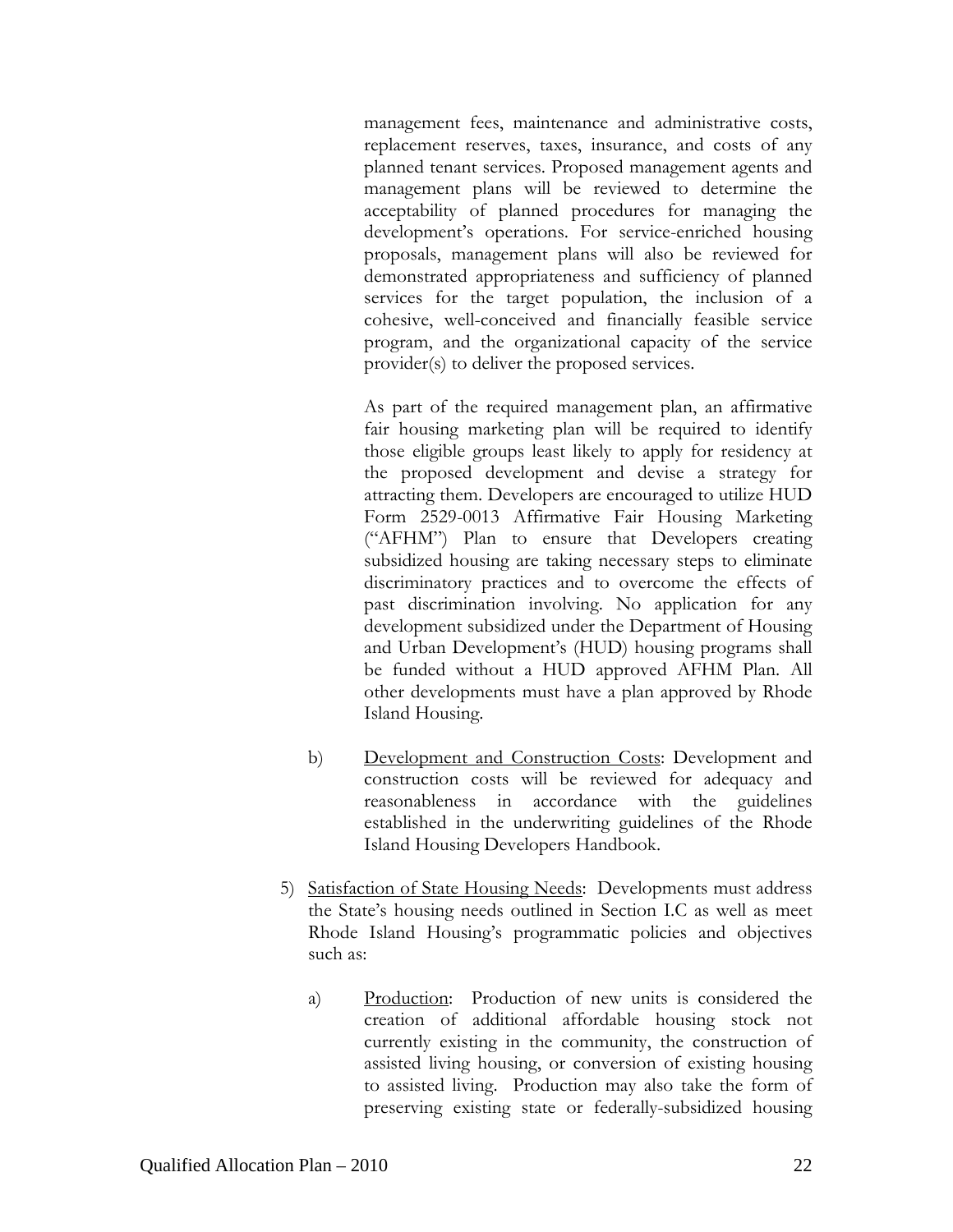management fees, maintenance and administrative costs, replacement reserves, taxes, insurance, and costs of any planned tenant services. Proposed management agents and management plans will be reviewed to determine the acceptability of planned procedures for managing the development's operations. For service-enriched housing proposals, management plans will also be reviewed for demonstrated appropriateness and sufficiency of planned services for the target population, the inclusion of a cohesive, well-conceived and financially feasible service program, and the organizational capacity of the service provider(s) to deliver the proposed services.

As part of the required management plan, an affirmative fair housing marketing plan will be required to identify those eligible groups least likely to apply for residency at the proposed development and devise a strategy for attracting them. Developers are encouraged to utilize HUD Form 2529-0013 Affirmative Fair Housing Marketing ("AFHM") Plan to ensure that Developers creating subsidized housing are taking necessary steps to eliminate discriminatory practices and to overcome the effects of past discrimination involving. No application for any development subsidized under the Department of Housing and Urban Development's (HUD) housing programs shall be funded without a HUD approved AFHM Plan. All other developments must have a plan approved by Rhode Island Housing.

b) <u>Development and Construction Costs</u>: Development and construction costs will be reviewed for adequacy and reasonableness in accordance with the guidelines established in the underwriting guidelines of the Rhode Island Housing Developers Handbook.

5) <u>Satisfaction of State Housing Needs</u>: Developments must address the State's housing needs outlined in Section I.C as well as meet Rhode Island Housing's programmatic policies and objectives such as:

a) <u>Production</u>: Production of new units is considered the creation of additional affordable housing stock not currently existing in the community, the construction of assisted living housing, or conversion of existing housing to assisted living. Production may also take the form of preserving existing state or federally-subsidized housing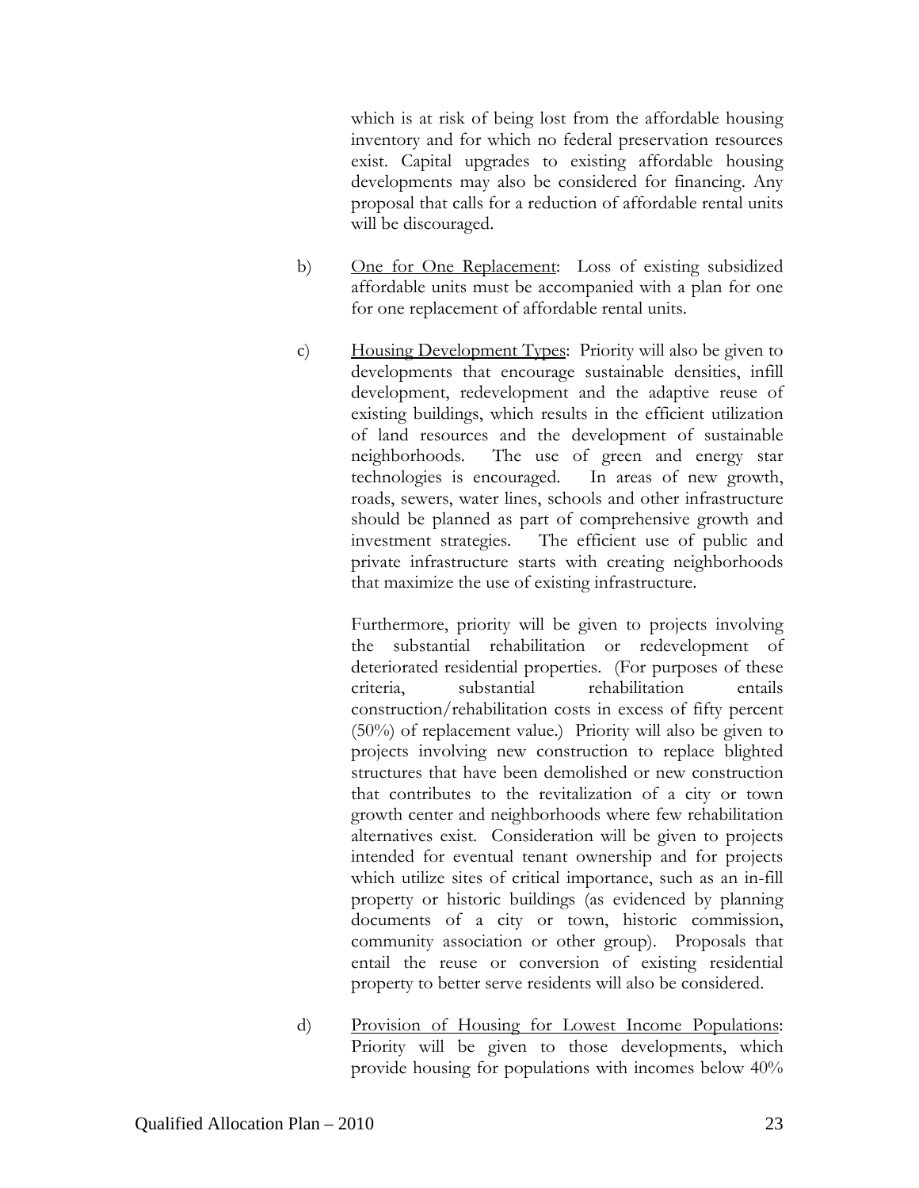which is at risk of being lost from the affordable housing inventory and for which no federal preservation resources exist. Capital upgrades to existing affordable housing developments may also be considered for financing. Any proposal that calls for a reduction of affordable rental units will be discouraged.

b) One for One Replacement: Loss of existing subsidized affordable units must be accompanied with a plan for one for one replacement of affordable rental units.

c) Housing Development Types: Priority will also be given to developments that encourage sustainable densities, infill development, redevelopment and the adaptive reuse of existing buildings, which results in the efficient utilization of land resources and the development of sustainable neighborhoods. The use of green and energy star technologies is encouraged. In areas of new growth, roads, sewers, water lines, schools and other infrastructure should be planned as part of comprehensive growth and investment strategies. The efficient use of public and private infrastructure starts with creating neighborhoods that maximize the use of existing infrastructure.

Furthermore, priority will be given to projects involving the substantial rehabilitation or redevelopment of deteriorated residential properties. (For purposes of these criteria, substantial rehabilitation entails construction/rehabilitation costs in excess of fifty percent (50%) of replacement value.) Priority will also be given to projects involving new construction to replace blighted structures that have been demolished or new construction that contributes to the revitalization of a city or town growth center and neighborhoods where few rehabilitation alternatives exist. Consideration will be given to projects intended for eventual tenant ownership and for projects which utilize sites of critical importance, such as an in-fill property or historic buildings (as evidenced by planning documents of a city or town, historic commission, community association or other group). Proposals that entail the reuse or conversion of existing residential property to better serve residents will also be considered.

d) Provision of Housing for Lowest Income Populations: Priority will be given to those developments, which provide housing for populations with incomes below 40%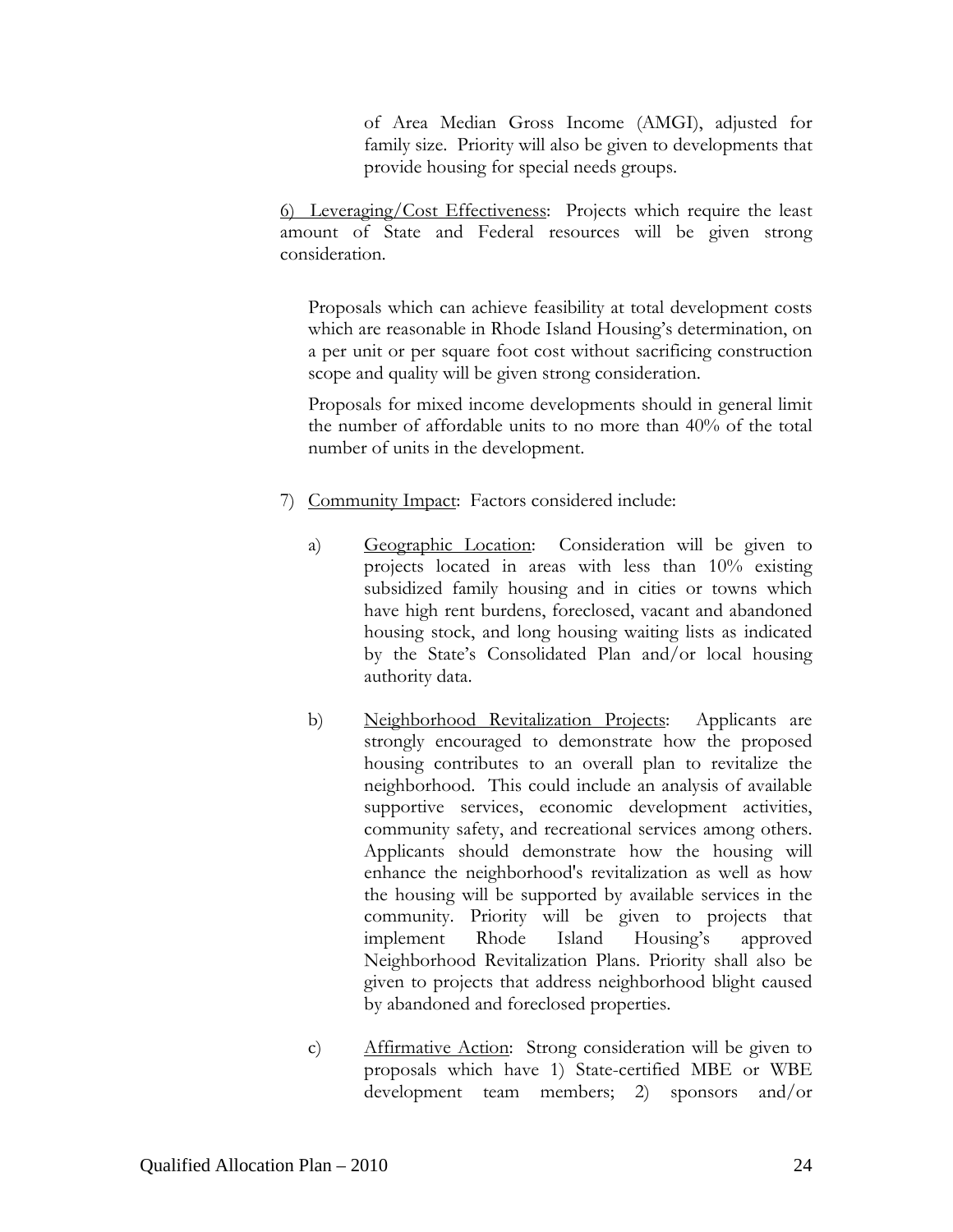of Area Median Gross Income (AMGI), adjusted for family size. Priority will also be given to developments that provide housing for special needs groups.

6) Leveraging/Cost Effectiveness: Projects which require the least amount of State and Federal resources will be given strong consideration.

Proposals which can achieve feasibility at total development costs which are reasonable in Rhode Island Housing's determination, on a per unit or per square foot cost without sacrificing construction scope and quality will be given strong consideration.

Proposals for mixed income developments should in general limit the number of affordable units to no more than 40% of the total number of units in the development.

7) Community Impact: Factors considered include:

a) Geographic Location: Consideration will be given to projects located in areas with less than 10% existing subsidized family housing and in cities or towns which have high rent burdens, foreclosed, vacant and abandoned housing stock, and long housing waiting lists as indicated by the State's Consolidated Plan and/or local housing authority data.

b) Neighborhood Revitalization Projects: Applicants are strongly encouraged to demonstrate how the proposed housing contributes to an overall plan to revitalize the neighborhood. This could include an analysis of available supportive services, economic development activities, community safety, and recreational services among others. Applicants should demonstrate how the housing will enhance the neighborhood's revitalization as well as how the housing will be supported by available services in the community. Priority will be given to projects that implement Rhode Island Housing's approved Neighborhood Revitalization Plans. Priority shall also be given to projects that address neighborhood blight caused by abandoned and foreclosed properties.

c) Affirmative Action: Strong consideration will be given to proposals which have 1) State-certified MBE or WBE development team members; 2) sponsors and/or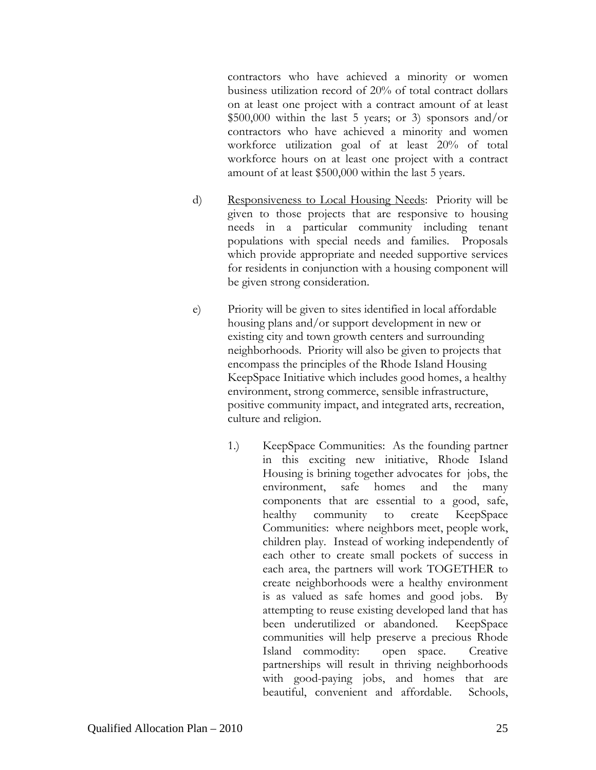contractors who have achieved a minority or women business utilization record of 20% of total contract dollars on at least one project with a contract amount of at least $500,000 within the last 5 years; or 3) sponsors and/or contractors who have achieved a minority and women workforce utilization goal of at least 20% of total workforce hours on at least one project with a contract amount of at least $500,000 within the last 5 years.

d) Responsiveness to Local Housing Needs: Priority will be given to those projects that are responsive to housing needs in a particular community including tenant populations with special needs and families. Proposals which provide appropriate and needed supportive services for residents in conjunction with a housing component will be given strong consideration.

e) Priority will be given to sites identified in local affordable housing plans and/or support development in new or existing city and town growth centers and surrounding neighborhoods. Priority will also be given to projects that encompass the principles of the Rhode Island Housing KeepSpace Initiative which includes good homes, a healthy environment, strong commerce, sensible infrastructure, positive community impact, and integrated arts, recreation, culture and religion.

1.) KeepSpace Communities: As the founding partner in this exciting new initiative, Rhode Island Housing is brining together advocates for jobs, the environment, safe homes and the many components that are essential to a good, safe, healthy community to create KeepSpace Communities: where neighbors meet, people work, children play. Instead of working independently of each other to create small pockets of success in each area, the partners will work TOGETHER to create neighborhoods were a healthy environment is as valued as safe homes and good jobs. By attempting to reuse existing developed land that has been underutilized or abandoned. KeepSpace communities will help preserve a precious Rhode Island commodity: open space. Creative partnerships will result in thriving neighborhoods with good-paying jobs, and homes that are beautiful, convenient and affordable. Schools,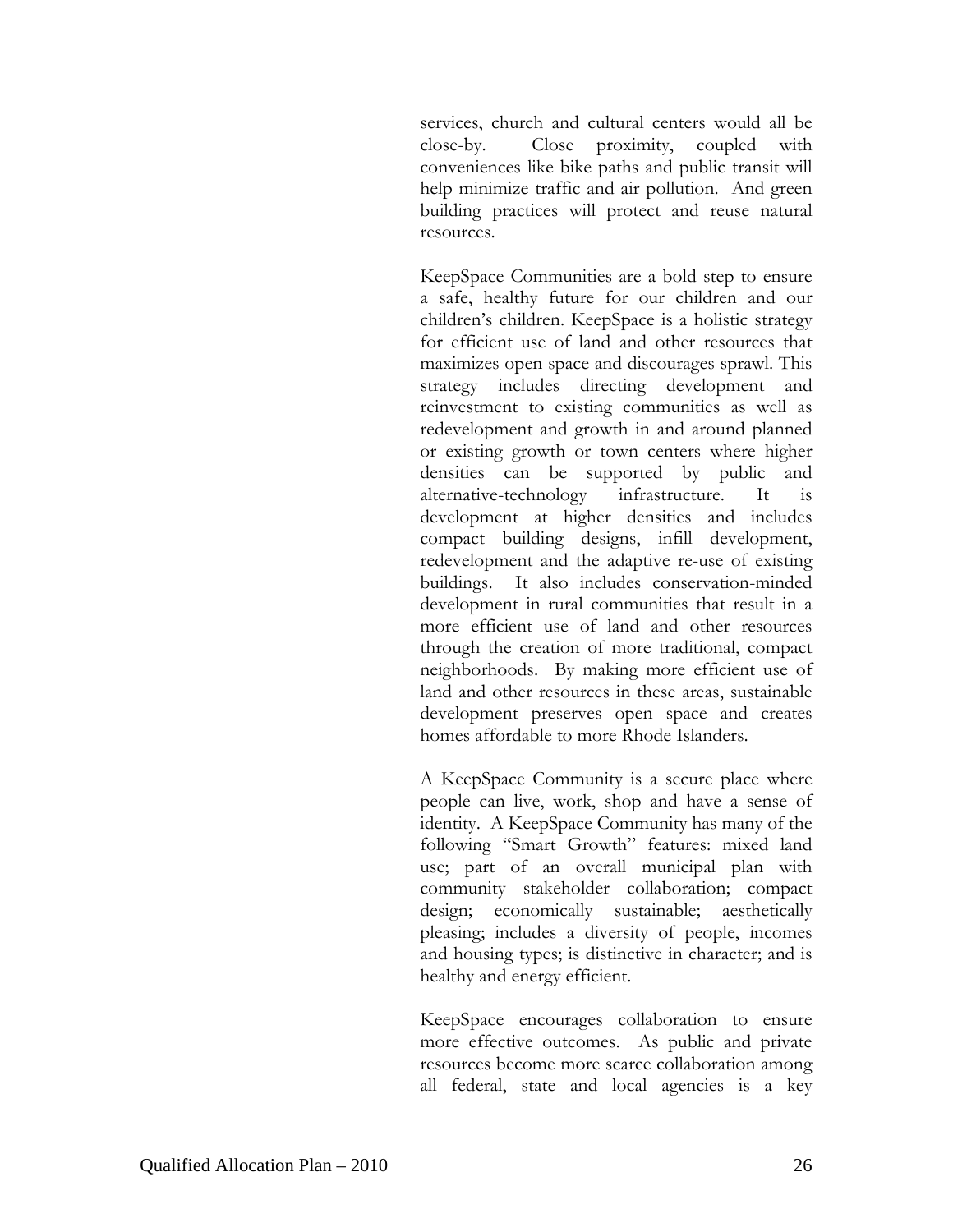services, church and cultural centers would all be close-by. Close proximity, coupled with conveniences like bike paths and public transit will help minimize traffic and air pollution. And green building practices will protect and reuse natural resources.

KeepSpace Communities are a bold step to ensure a safe, healthy future for our children and our children's children. KeepSpace is a holistic strategy for efficient use of land and other resources that maximizes open space and discourages sprawl. This strategy includes directing development and reinvestment to existing communities as well as redevelopment and growth in and around planned or existing growth or town centers where higher densities can be supported by public and alternative-technology infrastructure. It is development at higher densities and includes compact building designs, infill development, redevelopment and the adaptive re-use of existing buildings. It also includes conservation-minded development in rural communities that result in a more efficient use of land and other resources through the creation of more traditional, compact neighborhoods. By making more efficient use of land and other resources in these areas, sustainable development preserves open space and creates homes affordable to more Rhode Islanders.

A KeepSpace Community is a secure place where people can live, work, shop and have a sense of identity. A KeepSpace Community has many of the following "Smart Growth" features: mixed land use; part of an overall municipal plan with community stakeholder collaboration; compact design; economically sustainable; aesthetically pleasing; includes a diversity of people, incomes and housing types; is distinctive in character; and is healthy and energy efficient.

KeepSpace encourages collaboration to ensure more effective outcomes. As public and private resources become more scarce collaboration among all federal, state and local agencies is a key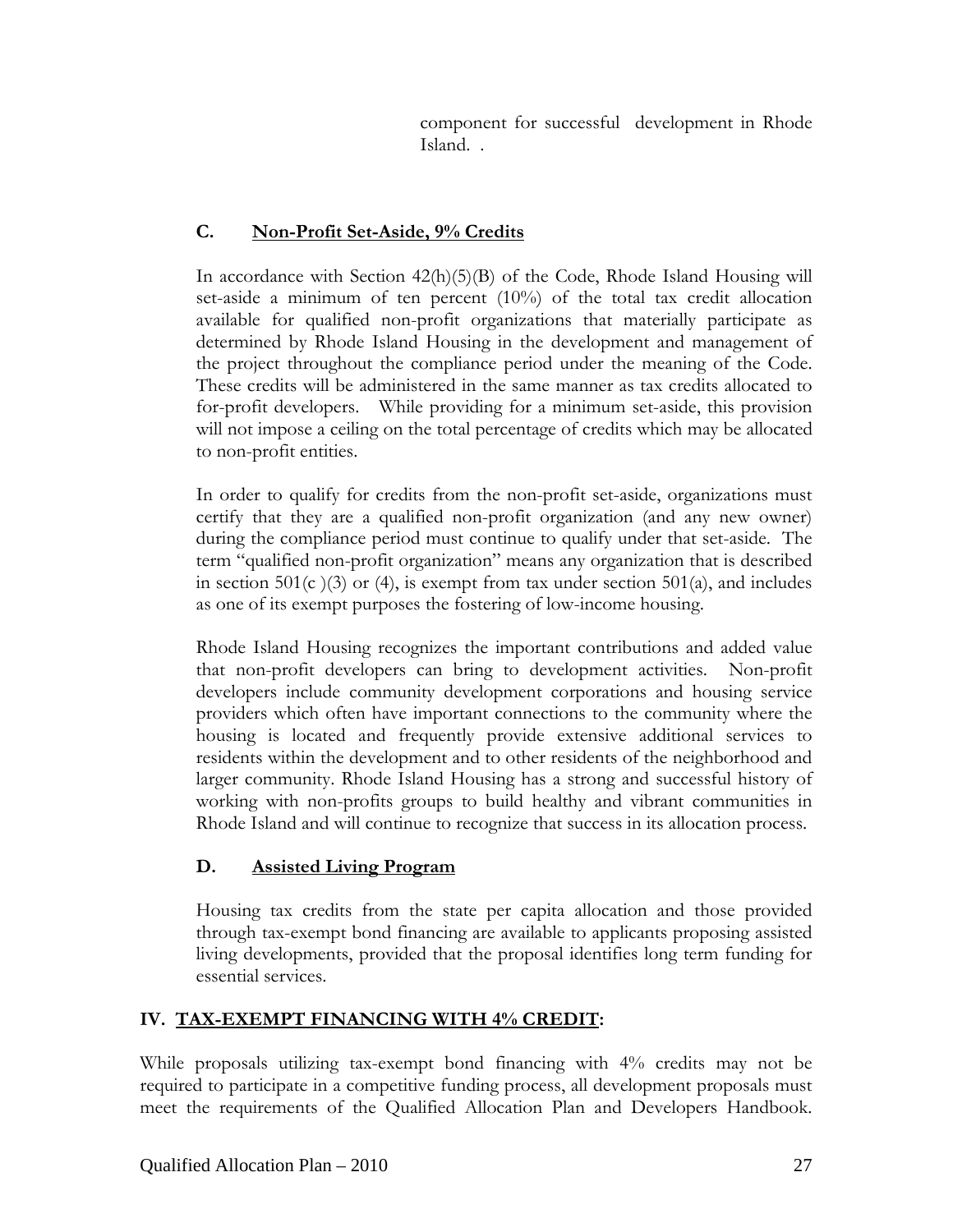component for successful development in Rhode Island. .

### C. Non-Profit Set-Aside, 9% Credits

In accordance with Section 42(h)(5)(B) of the Code, Rhode Island Housing will set-aside a minimum of ten percent (10%) of the total tax credit allocation available for qualified non-profit organizations that materially participate as determined by Rhode Island Housing in the development and management of the project throughout the compliance period under the meaning of the Code. These credits will be administered in the same manner as tax credits allocated to for-profit developers. While providing for a minimum set-aside, this provision will not impose a ceiling on the total percentage of credits which may be allocated to non-profit entities.

In order to qualify for credits from the non-profit set-aside, organizations must certify that they are a qualified non-profit organization (and any new owner) during the compliance period must continue to qualify under that set-aside. The term "qualified non-profit organization" means any organization that is described in section 501(c )(3) or (4), is exempt from tax under section 501(a), and includes as one of its exempt purposes the fostering of low-income housing.

Rhode Island Housing recognizes the important contributions and added value that non-profit developers can bring to development activities. Non-profit developers include community development corporations and housing service providers which often have important connections to the community where the housing is located and frequently provide extensive additional services to residents within the development and to other residents of the neighborhood and larger community. Rhode Island Housing has a strong and successful history of working with non-profits groups to build healthy and vibrant communities in Rhode Island and will continue to recognize that success in its allocation process.

### D. Assisted Living Program

Housing tax credits from the state per capita allocation and those provided through tax-exempt bond financing are available to applicants proposing assisted living developments, provided that the proposal identifies long term funding for essential services.

## IV. TAX-EXEMPT FINANCING WITH 4% CREDIT:

While proposals utilizing tax-exempt bond financing with 4% credits may not be required to participate in a competitive funding process, all development proposals must meet the requirements of the Qualified Allocation Plan and Developers Handbook.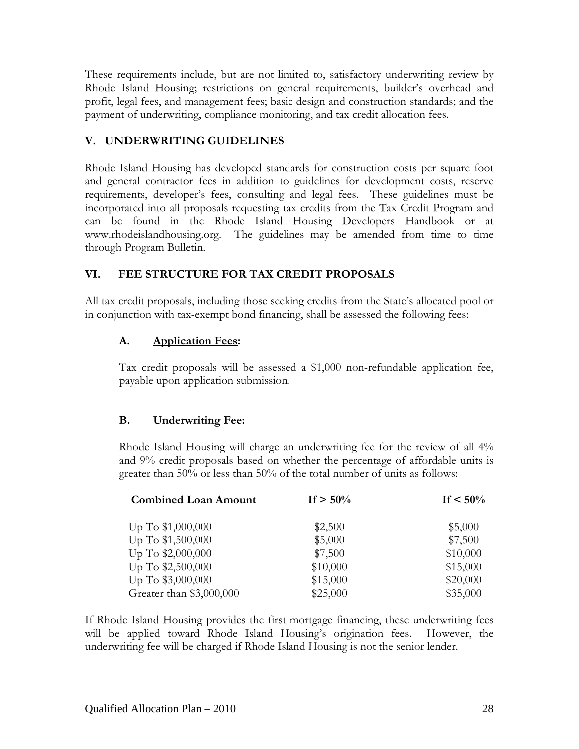These requirements include, but are not limited to, satisfactory underwriting review by Rhode Island Housing; restrictions on general requirements, builder's overhead and profit, legal fees, and management fees; basic design and construction standards; and the payment of underwriting, compliance monitoring, and tax credit allocation fees.

## V. UNDERWRITING GUIDELINES

Rhode Island Housing has developed standards for construction costs per square foot and general contractor fees in addition to guidelines for development costs, reserve requirements, developer's fees, consulting and legal fees. These guidelines must be incorporated into all proposals requesting tax credits from the Tax Credit Program and can be found in the Rhode Island Housing Developers Handbook or at www.rhodeislandhousing.org. The guidelines may be amended from time to time through Program Bulletin.

## VI. FEE STRUCTURE FOR TAX CREDIT PROPOSALS

All tax credit proposals, including those seeking credits from the State's allocated pool or in conjunction with tax-exempt bond financing, shall be assessed the following fees:

### A. Application Fees:

Tax credit proposals will be assessed a $1,000 non-refundable application fee, payable upon application submission.

### B. Underwriting Fee:

Rhode Island Housing will charge an underwriting fee for the review of all 4% and 9% credit proposals based on whether the percentage of affordable units is greater than 50% or less than 50% of the total number of units as follows:

| Combined Loan Amount | If > 50% | If < 50% |
|---|---|---|
| Up To $1,000,000 | $2,500 | $5,000 |
| Up To $1,500,000 | $5,000 | $7,500 |
| Up To $2,000,000 | $7,500 | $10,000 |
| Up To $2,500,000 | $10,000 | $15,000 |
| Up To $3,000,000 | $15,000 | $20,000 |
| Greater than $3,000,000 | $25,000 | $35,000 |

If Rhode Island Housing provides the first mortgage financing, these underwriting fees will be applied toward Rhode Island Housing's origination fees. However, the underwriting fee will be charged if Rhode Island Housing is not the senior lender.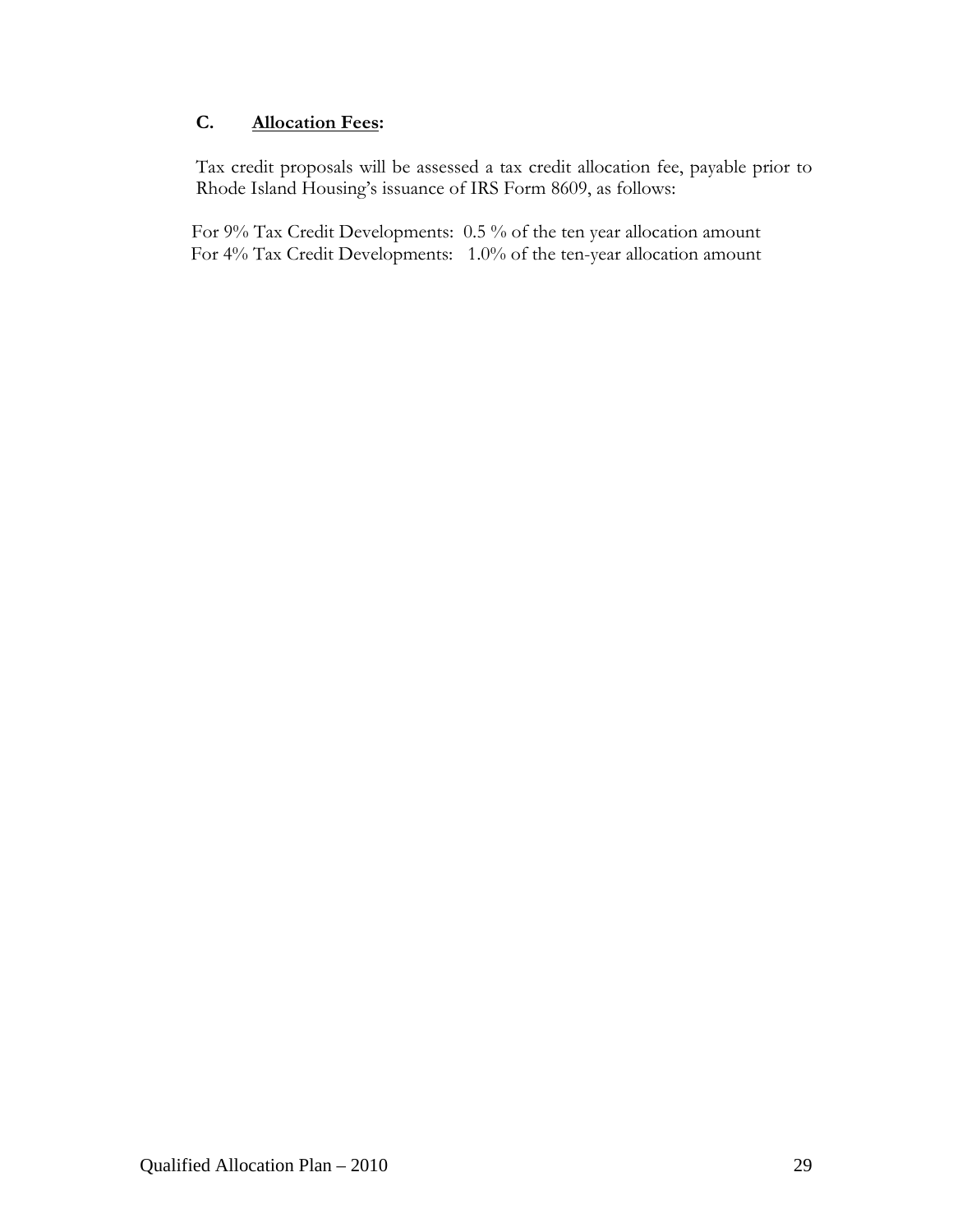### C. **Allocation Fees:**

Tax credit proposals will be assessed a tax credit allocation fee, payable prior to Rhode Island Housing's issuance of IRS Form 8609, as follows:

For 9% Tax Credit Developments: 0.5 % of the ten year allocation amount
For 4% Tax Credit Developments: 1.0% of the ten-year allocation amount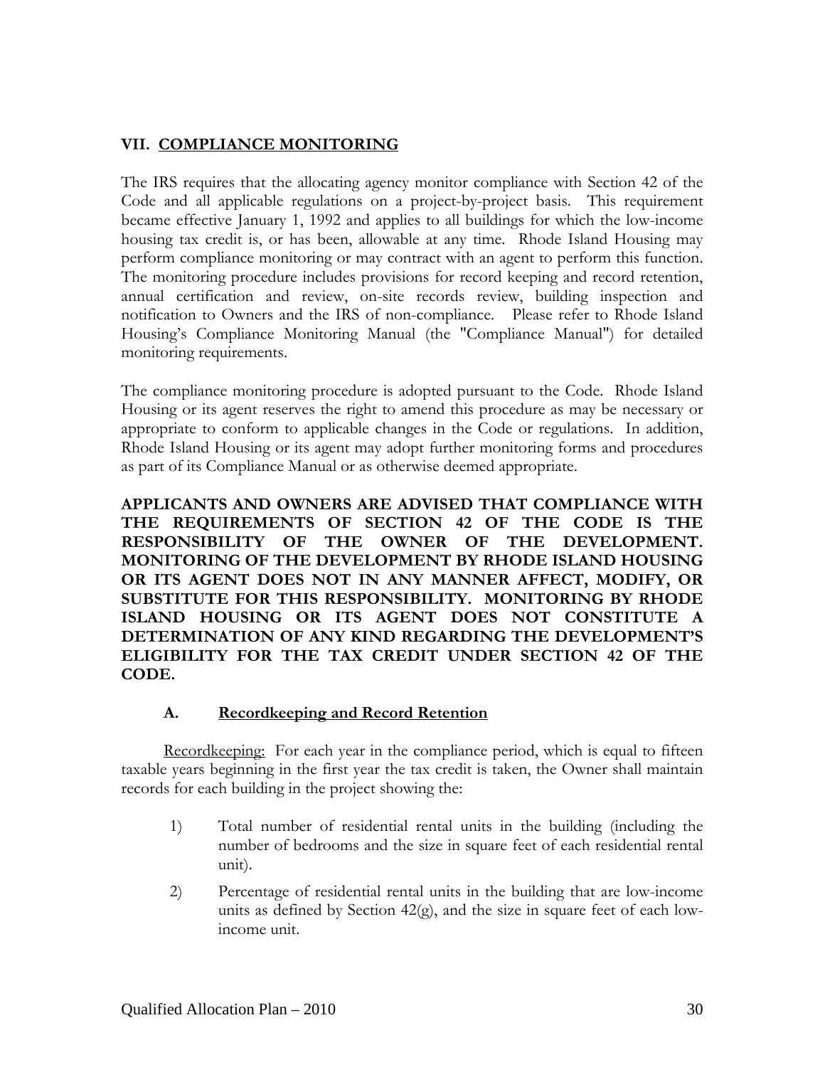## VII. COMPLIANCE MONITORING

The IRS requires that the allocating agency monitor compliance with Section 42 of the Code and all applicable regulations on a project-by-project basis. This requirement became effective January 1, 1992 and applies to all buildings for which the low-income housing tax credit is, or has been, allowable at any time. Rhode Island Housing may perform compliance monitoring or may contract with an agent to perform this function. The monitoring procedure includes provisions for record keeping and record retention, annual certification and review, on-site records review, building inspection and notification to Owners and the IRS of non-compliance. Please refer to Rhode Island Housing's Compliance Monitoring Manual (the "Compliance Manual") for detailed monitoring requirements.

The compliance monitoring procedure is adopted pursuant to the Code. Rhode Island Housing or its agent reserves the right to amend this procedure as may be necessary or appropriate to conform to applicable changes in the Code or regulations. In addition, Rhode Island Housing or its agent may adopt further monitoring forms and procedures as part of its Compliance Manual or as otherwise deemed appropriate.

**APPLICANTS AND OWNERS ARE ADVISED THAT COMPLIANCE WITH THE REQUIREMENTS OF SECTION 42 OF THE CODE IS THE RESPONSIBILITY OF THE OWNER OF THE DEVELOPMENT. MONITORING OF THE DEVELOPMENT BY RHODE ISLAND HOUSING OR ITS AGENT DOES NOT IN ANY MANNER AFFECT, MODIFY, OR SUBSTITUTE FOR THIS RESPONSIBILITY. MONITORING BY RHODE ISLAND HOUSING OR ITS AGENT DOES NOT CONSTITUTE A DETERMINATION OF ANY KIND REGARDING THE DEVELOPMENT'S ELIGIBILITY FOR THE TAX CREDIT UNDER SECTION 42 OF THE CODE.**

### A. Recordkeeping and Record Retention

Recordkeeping: For each year in the compliance period, which is equal to fifteen taxable years beginning in the first year the tax credit is taken, the Owner shall maintain records for each building in the project showing the:

1) Total number of residential rental units in the building (including the number of bedrooms and the size in square feet of each residential rental unit).

2) Percentage of residential rental units in the building that are low-income units as defined by Section 42(g), and the size in square feet of each low-income unit.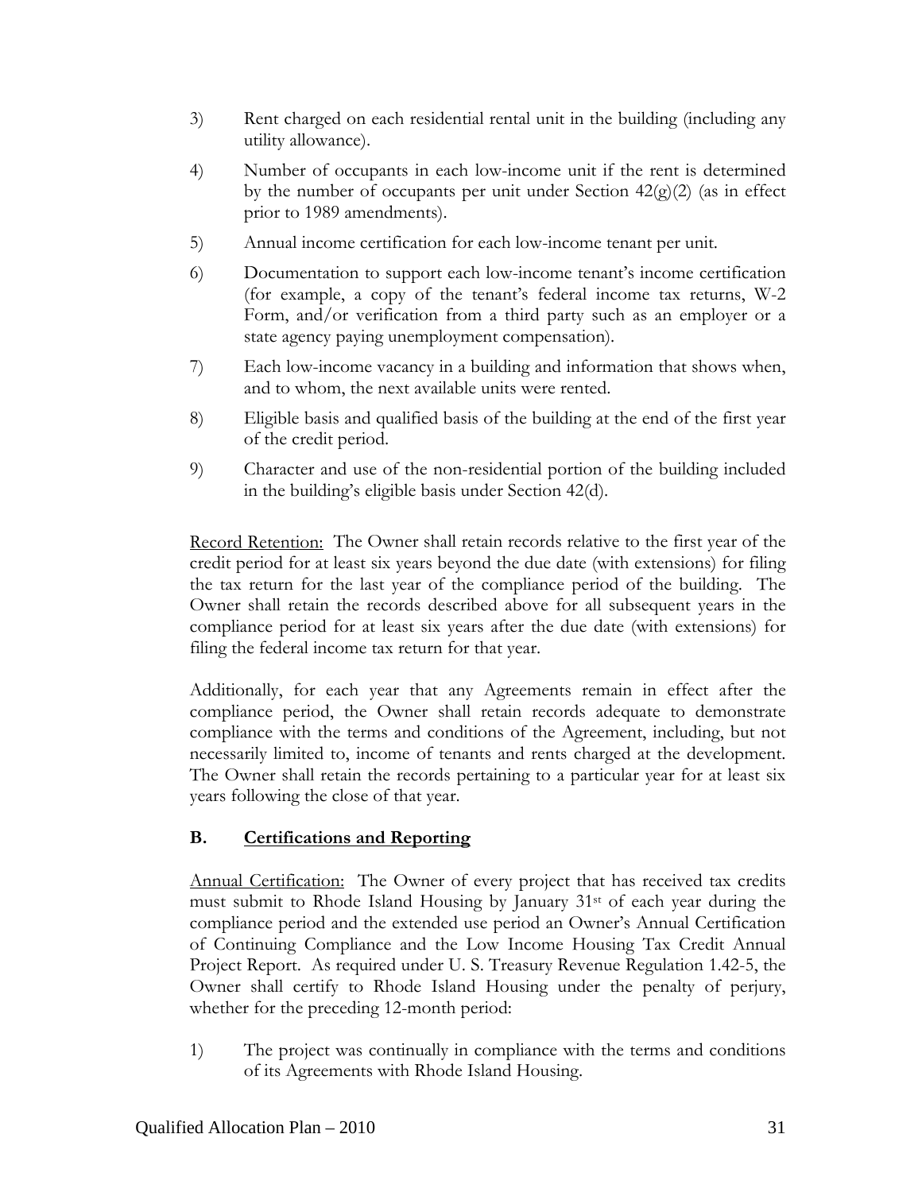3) Rent charged on each residential rental unit in the building (including any utility allowance).

4) Number of occupants in each low-income unit if the rent is determined by the number of occupants per unit under Section 42(g)(2) (as in effect prior to 1989 amendments).

5) Annual income certification for each low-income tenant per unit.

6) Documentation to support each low-income tenant's income certification (for example, a copy of the tenant's federal income tax returns, W-2 Form, and/or verification from a third party such as an employer or a state agency paying unemployment compensation).

7) Each low-income vacancy in a building and information that shows when, and to whom, the next available units were rented.

8) Eligible basis and qualified basis of the building at the end of the first year of the credit period.

9) Character and use of the non-residential portion of the building included in the building's eligible basis under Section 42(d).

Record Retention: The Owner shall retain records relative to the first year of the credit period for at least six years beyond the due date (with extensions) for filing the tax return for the last year of the compliance period of the building. The Owner shall retain the records described above for all subsequent years in the compliance period for at least six years after the due date (with extensions) for filing the federal income tax return for that year.

Additionally, for each year that any Agreements remain in effect after the compliance period, the Owner shall retain records adequate to demonstrate compliance with the terms and conditions of the Agreement, including, but not necessarily limited to, income of tenants and rents charged at the development. The Owner shall retain the records pertaining to a particular year for at least six years following the close of that year.

## B. Certifications and Reporting

Annual Certification: The Owner of every project that has received tax credits must submit to Rhode Island Housing by January 31st of each year during the compliance period and the extended use period an Owner's Annual Certification of Continuing Compliance and the Low Income Housing Tax Credit Annual Project Report. As required under U. S. Treasury Revenue Regulation 1.42-5, the Owner shall certify to Rhode Island Housing under the penalty of perjury, whether for the preceding 12-month period:

1) The project was continually in compliance with the terms and conditions of its Agreements with Rhode Island Housing.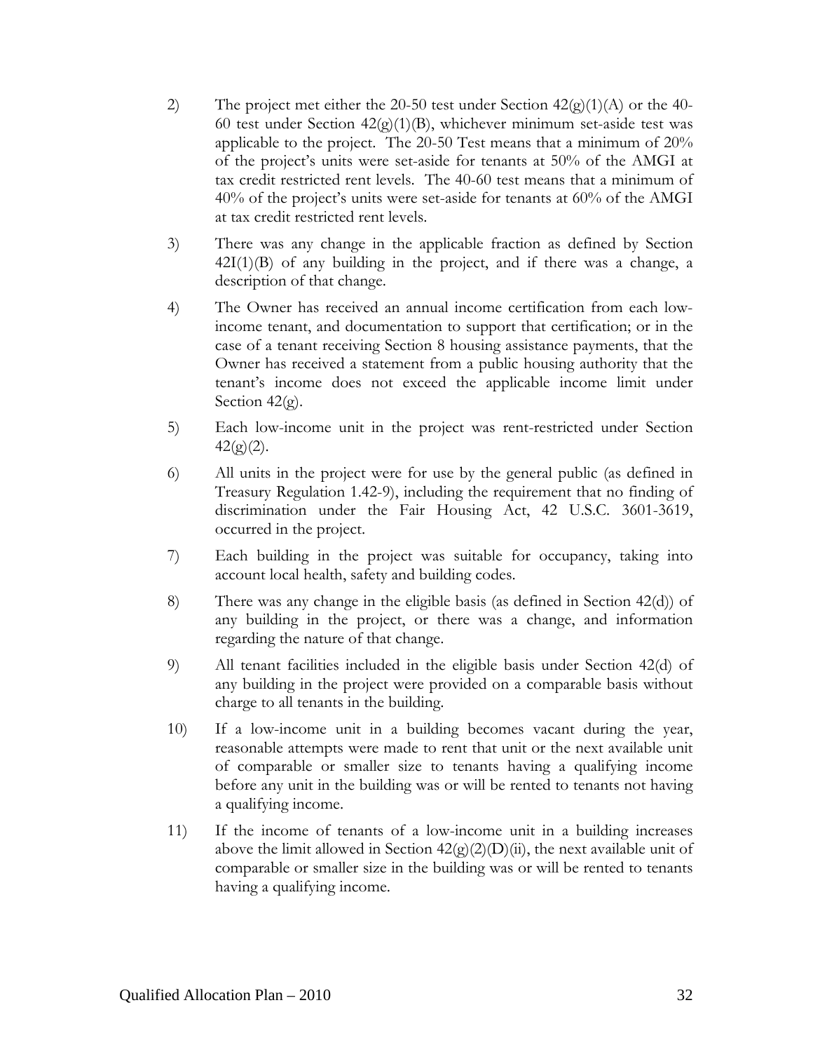2) The project met either the 20-50 test under Section 42(g)(1)(A) or the 40-60 test under Section 42(g)(1)(B), whichever minimum set-aside test was applicable to the project. The 20-50 Test means that a minimum of 20% of the project's units were set-aside for tenants at 50% of the AMGI at tax credit restricted rent levels. The 40-60 test means that a minimum of 40% of the project's units were set-aside for tenants at 60% of the AMGI at tax credit restricted rent levels.

3) There was any change in the applicable fraction as defined by Section 42I(1)(B) of any building in the project, and if there was a change, a description of that change.

4) The Owner has received an annual income certification from each low-income tenant, and documentation to support that certification; or in the case of a tenant receiving Section 8 housing assistance payments, that the Owner has received a statement from a public housing authority that the tenant's income does not exceed the applicable income limit under Section 42(g).

5) Each low-income unit in the project was rent-restricted under Section 42(g)(2).

6) All units in the project were for use by the general public (as defined in Treasury Regulation 1.42-9), including the requirement that no finding of discrimination under the Fair Housing Act, 42 U.S.C. 3601-3619, occurred in the project.

7) Each building in the project was suitable for occupancy, taking into account local health, safety and building codes.

8) There was any change in the eligible basis (as defined in Section 42(d)) of any building in the project, or there was a change, and information regarding the nature of that change.

9) All tenant facilities included in the eligible basis under Section 42(d) of any building in the project were provided on a comparable basis without charge to all tenants in the building.

10) If a low-income unit in a building becomes vacant during the year, reasonable attempts were made to rent that unit or the next available unit of comparable or smaller size to tenants having a qualifying income before any unit in the building was or will be rented to tenants not having a qualifying income.

11) If the income of tenants of a low-income unit in a building increases above the limit allowed in Section 42(g)(2)(D)(ii), the next available unit of comparable or smaller size in the building was or will be rented to tenants having a qualifying income.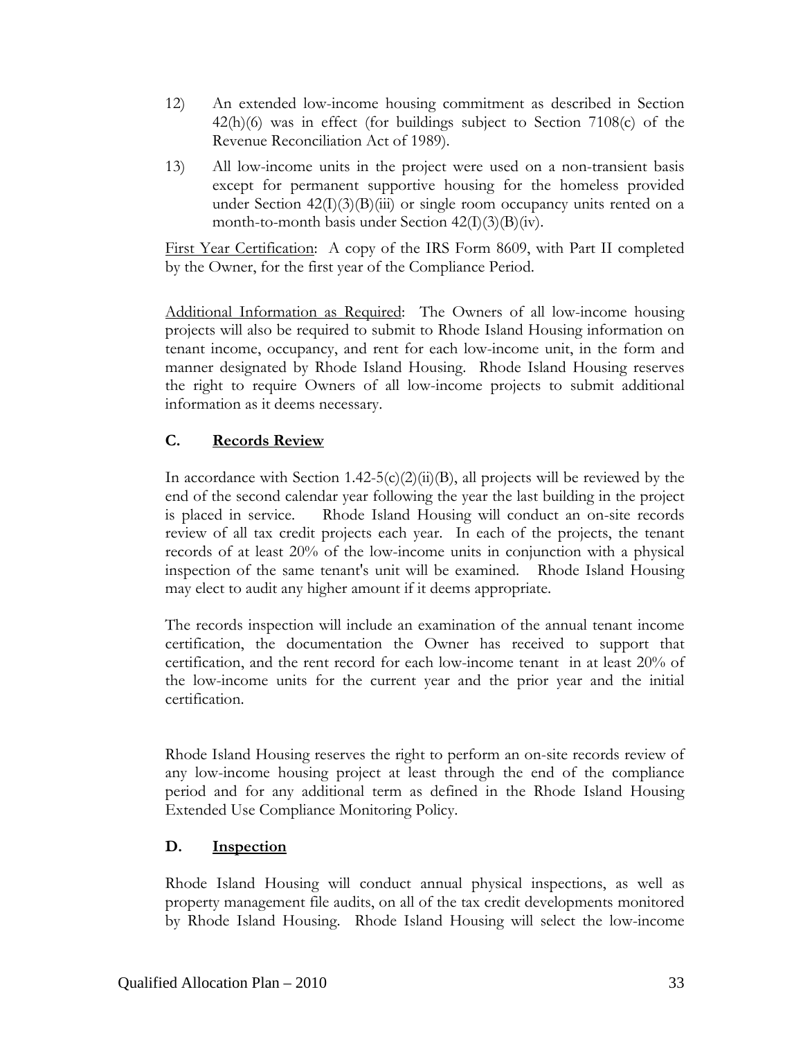12) An extended low-income housing commitment as described in Section 42(h)(6) was in effect (for buildings subject to Section 7108(c) of the Revenue Reconciliation Act of 1989).

13) All low-income units in the project were used on a non-transient basis except for permanent supportive housing for the homeless provided under Section 42(I)(3)(B)(iii) or single room occupancy units rented on a month-to-month basis under Section 42(I)(3)(B)(iv).

First Year Certification: A copy of the IRS Form 8609, with Part II completed by the Owner, for the first year of the Compliance Period.

Additional Information as Required: The Owners of all low-income housing projects will also be required to submit to Rhode Island Housing information on tenant income, occupancy, and rent for each low-income unit, in the form and manner designated by Rhode Island Housing. Rhode Island Housing reserves the right to require Owners of all low-income projects to submit additional information as it deems necessary.

## C. Records Review

In accordance with Section 1.42-5(c)(2)(ii)(B), all projects will be reviewed by the end of the second calendar year following the year the last building in the project is placed in service. Rhode Island Housing will conduct an on-site records review of all tax credit projects each year. In each of the projects, the tenant records of at least 20% of the low-income units in conjunction with a physical inspection of the same tenant's unit will be examined. Rhode Island Housing may elect to audit any higher amount if it deems appropriate.

The records inspection will include an examination of the annual tenant income certification, the documentation the Owner has received to support that certification, and the rent record for each low-income tenant in at least 20% of the low-income units for the current year and the prior year and the initial certification.

Rhode Island Housing reserves the right to perform an on-site records review of any low-income housing project at least through the end of the compliance period and for any additional term as defined in the Rhode Island Housing Extended Use Compliance Monitoring Policy.

## D. Inspection

Rhode Island Housing will conduct annual physical inspections, as well as property management file audits, on all of the tax credit developments monitored by Rhode Island Housing. Rhode Island Housing will select the low-income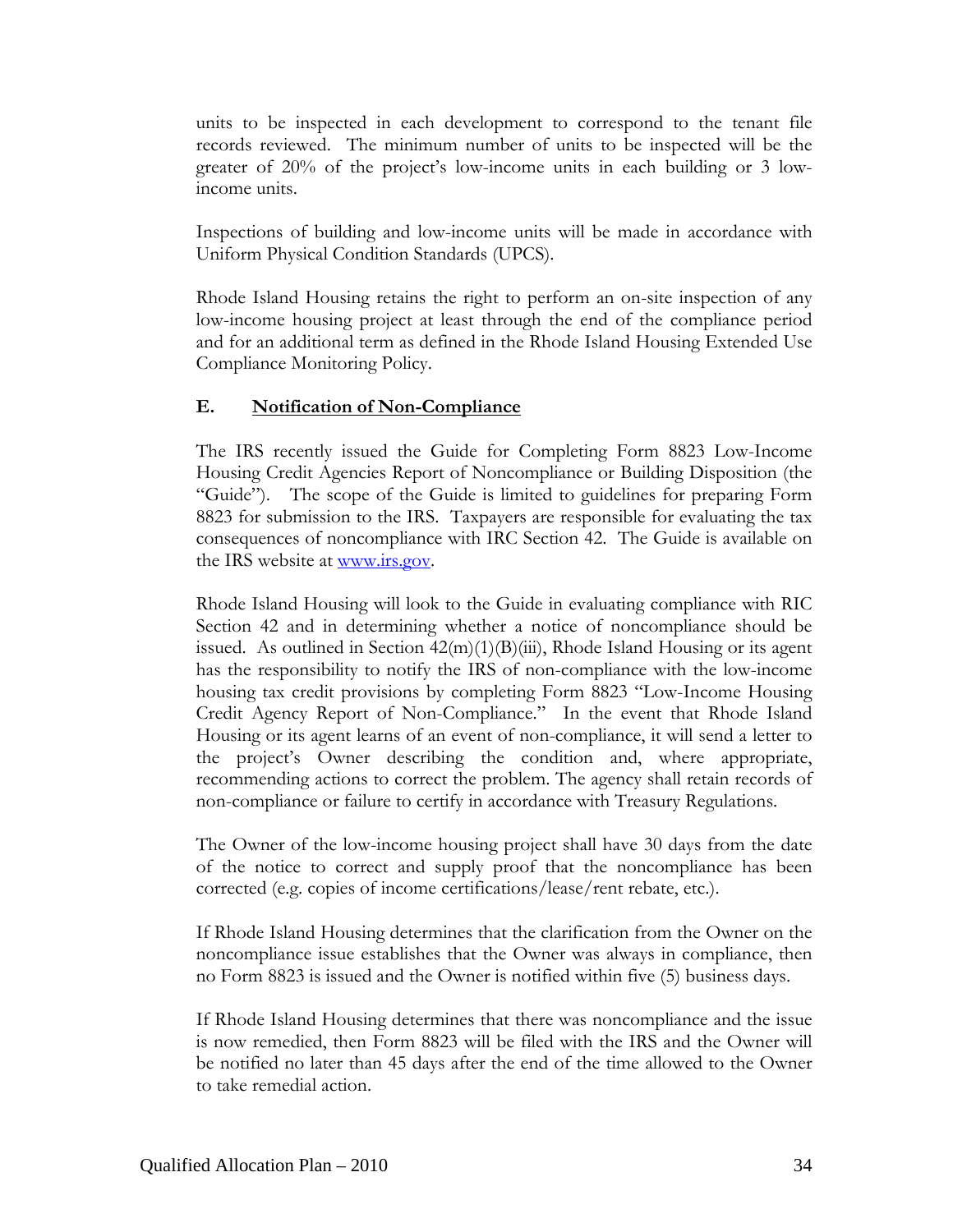units to be inspected in each development to correspond to the tenant file records reviewed. The minimum number of units to be inspected will be the greater of 20% of the project's low-income units in each building or 3 low-income units.

Inspections of building and low-income units will be made in accordance with Uniform Physical Condition Standards (UPCS).

Rhode Island Housing retains the right to perform an on-site inspection of any low-income housing project at least through the end of the compliance period and for an additional term as defined in the Rhode Island Housing Extended Use Compliance Monitoring Policy.

### E. Notification of Non-Compliance

The IRS recently issued the Guide for Completing Form 8823 Low-Income Housing Credit Agencies Report of Noncompliance or Building Disposition (the "Guide"). The scope of the Guide is limited to guidelines for preparing Form 8823 for submission to the IRS. Taxpayers are responsible for evaluating the tax consequences of noncompliance with IRC Section 42. The Guide is available on the IRS website at www.irs.gov.

Rhode Island Housing will look to the Guide in evaluating compliance with RIC Section 42 and in determining whether a notice of noncompliance should be issued. As outlined in Section 42(m)(1)(B)(iii), Rhode Island Housing or its agent has the responsibility to notify the IRS of non-compliance with the low-income housing tax credit provisions by completing Form 8823 "Low-Income Housing Credit Agency Report of Non-Compliance." In the event that Rhode Island Housing or its agent learns of an event of non-compliance, it will send a letter to the project's Owner describing the condition and, where appropriate, recommending actions to correct the problem. The agency shall retain records of non-compliance or failure to certify in accordance with Treasury Regulations.

The Owner of the low-income housing project shall have 30 days from the date of the notice to correct and supply proof that the noncompliance has been corrected (e.g. copies of income certifications/lease/rent rebate, etc.).

If Rhode Island Housing determines that the clarification from the Owner on the noncompliance issue establishes that the Owner was always in compliance, then no Form 8823 is issued and the Owner is notified within five (5) business days.

If Rhode Island Housing determines that there was noncompliance and the issue is now remedied, then Form 8823 will be filed with the IRS and the Owner will be notified no later than 45 days after the end of the time allowed to the Owner to take remedial action.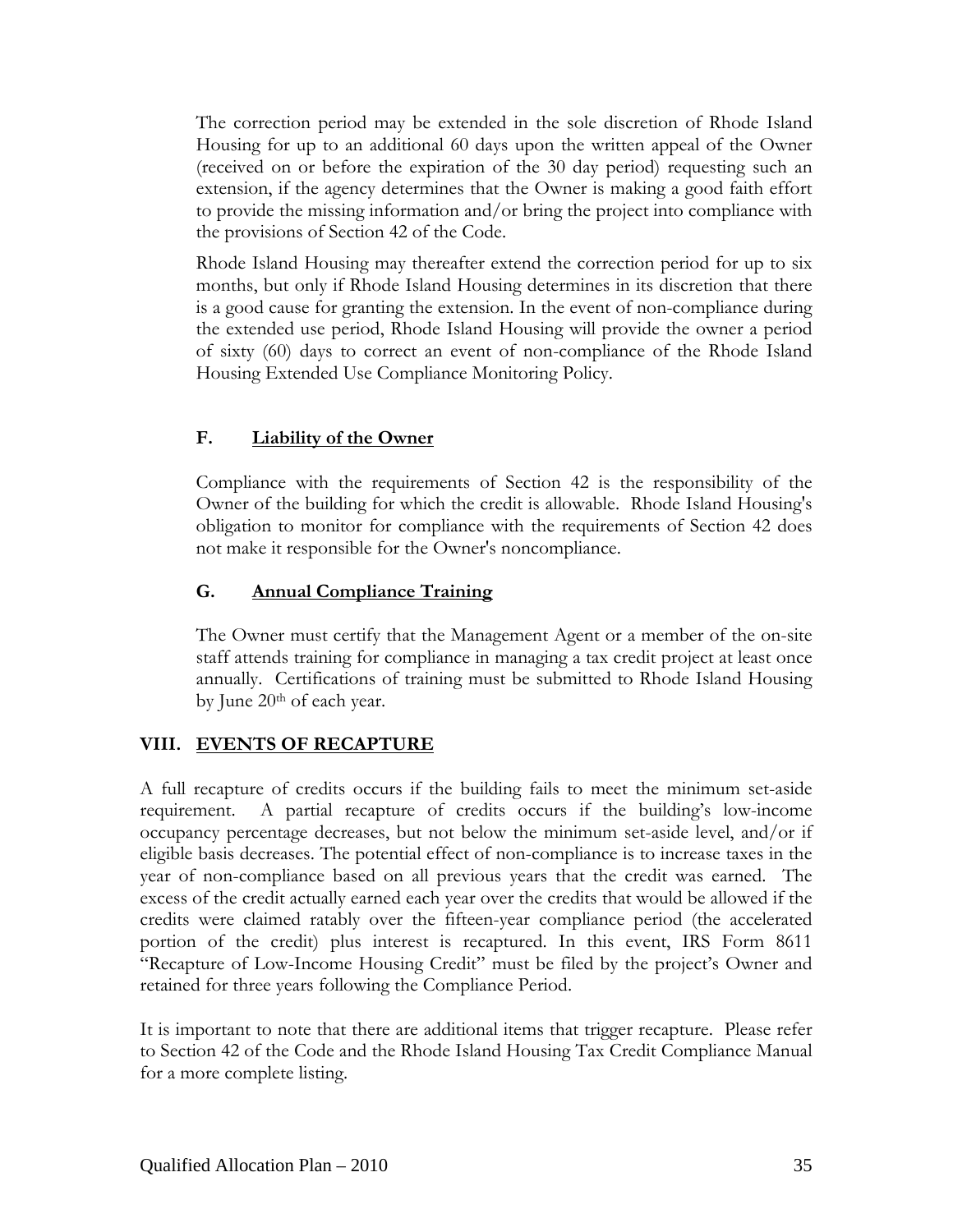The correction period may be extended in the sole discretion of Rhode Island Housing for up to an additional 60 days upon the written appeal of the Owner (received on or before the expiration of the 30 day period) requesting such an extension, if the agency determines that the Owner is making a good faith effort to provide the missing information and/or bring the project into compliance with the provisions of Section 42 of the Code.

Rhode Island Housing may thereafter extend the correction period for up to six months, but only if Rhode Island Housing determines in its discretion that there is a good cause for granting the extension. In the event of non-compliance during the extended use period, Rhode Island Housing will provide the owner a period of sixty (60) days to correct an event of non-compliance of the Rhode Island Housing Extended Use Compliance Monitoring Policy.

### F. Liability of the Owner

Compliance with the requirements of Section 42 is the responsibility of the Owner of the building for which the credit is allowable. Rhode Island Housing's obligation to monitor for compliance with the requirements of Section 42 does not make it responsible for the Owner's noncompliance.

### G. Annual Compliance Training

The Owner must certify that the Management Agent or a member of the on-site staff attends training for compliance in managing a tax credit project at least once annually. Certifications of training must be submitted to Rhode Island Housing by June 20th of each year.

## VIII. EVENTS OF RECAPTURE

A full recapture of credits occurs if the building fails to meet the minimum set-aside requirement. A partial recapture of credits occurs if the building's low-income occupancy percentage decreases, but not below the minimum set-aside level, and/or if eligible basis decreases. The potential effect of non-compliance is to increase taxes in the year of non-compliance based on all previous years that the credit was earned. The excess of the credit actually earned each year over the credits that would be allowed if the credits were claimed ratably over the fifteen-year compliance period (the accelerated portion of the credit) plus interest is recaptured. In this event, IRS Form 8611 "Recapture of Low-Income Housing Credit" must be filed by the project's Owner and retained for three years following the Compliance Period.

It is important to note that there are additional items that trigger recapture. Please refer to Section 42 of the Code and the Rhode Island Housing Tax Credit Compliance Manual for a more complete listing.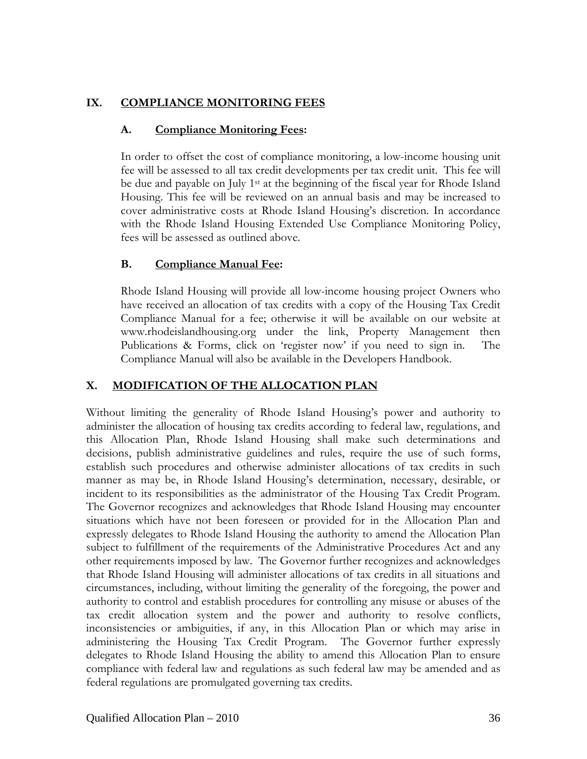## IX. COMPLIANCE MONITORING FEES

### A. Compliance Monitoring Fees:

In order to offset the cost of compliance monitoring, a low-income housing unit fee will be assessed to all tax credit developments per tax credit unit. This fee will be due and payable on July 1st at the beginning of the fiscal year for Rhode Island Housing. This fee will be reviewed on an annual basis and may be increased to cover administrative costs at Rhode Island Housing's discretion. In accordance with the Rhode Island Housing Extended Use Compliance Monitoring Policy, fees will be assessed as outlined above.

### B. Compliance Manual Fee:

Rhode Island Housing will provide all low-income housing project Owners who have received an allocation of tax credits with a copy of the Housing Tax Credit Compliance Manual for a fee; otherwise it will be available on our website at www.rhodeislandhousing.org under the link, Property Management then Publications & Forms, click on 'register now' if you need to sign in. The Compliance Manual will also be available in the Developers Handbook.

## X. MODIFICATION OF THE ALLOCATION PLAN

Without limiting the generality of Rhode Island Housing's power and authority to administer the allocation of housing tax credits according to federal law, regulations, and this Allocation Plan, Rhode Island Housing shall make such determinations and decisions, publish administrative guidelines and rules, require the use of such forms, establish such procedures and otherwise administer allocations of tax credits in such manner as may be, in Rhode Island Housing's determination, necessary, desirable, or incident to its responsibilities as the administrator of the Housing Tax Credit Program. The Governor recognizes and acknowledges that Rhode Island Housing may encounter situations which have not been foreseen or provided for in the Allocation Plan and expressly delegates to Rhode Island Housing the authority to amend the Allocation Plan subject to fulfillment of the requirements of the Administrative Procedures Act and any other requirements imposed by law. The Governor further recognizes and acknowledges that Rhode Island Housing will administer allocations of tax credits in all situations and circumstances, including, without limiting the generality of the foregoing, the power and authority to control and establish procedures for controlling any misuse or abuses of the tax credit allocation system and the power and authority to resolve conflicts, inconsistencies or ambiguities, if any, in this Allocation Plan or which may arise in administering the Housing Tax Credit Program. The Governor further expressly delegates to Rhode Island Housing the ability to amend this Allocation Plan to ensure compliance with federal law and regulations as such federal law may be amended and as federal regulations are promulgated governing tax credits.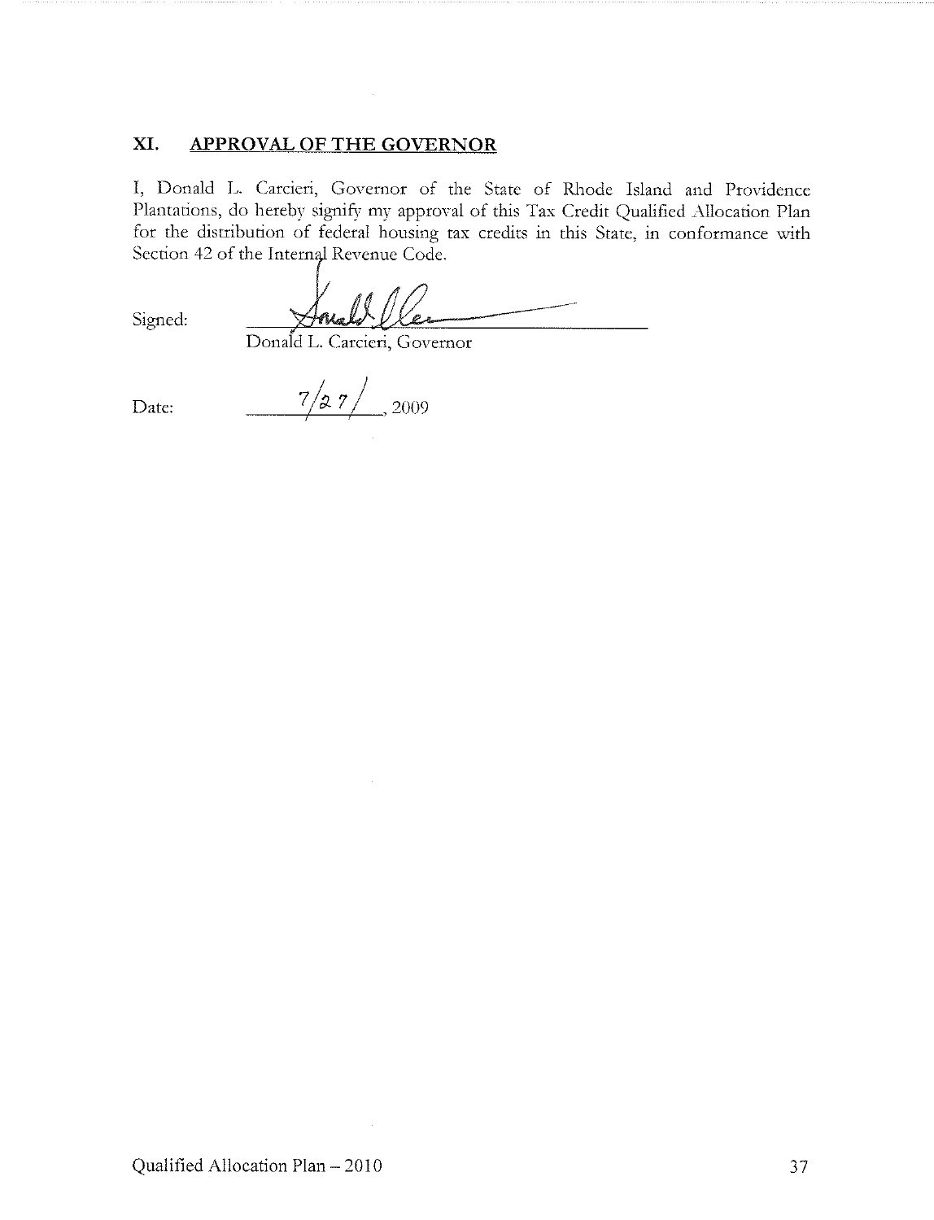## XI. APPROVAL OF THE GOVERNOR

I, Donald L. Carcieri, Governor of the State of Rhode Island and Providence Plantations, do hereby signify my approval of this Tax Credit Qualified Allocation Plan for the distribution of federal housing tax credits in this State, in conformance with Section 42 of the Internal Revenue Code.

Signed: ______________________________
Donald L. Carcieri, Governor

Date: 7/27/, 2009